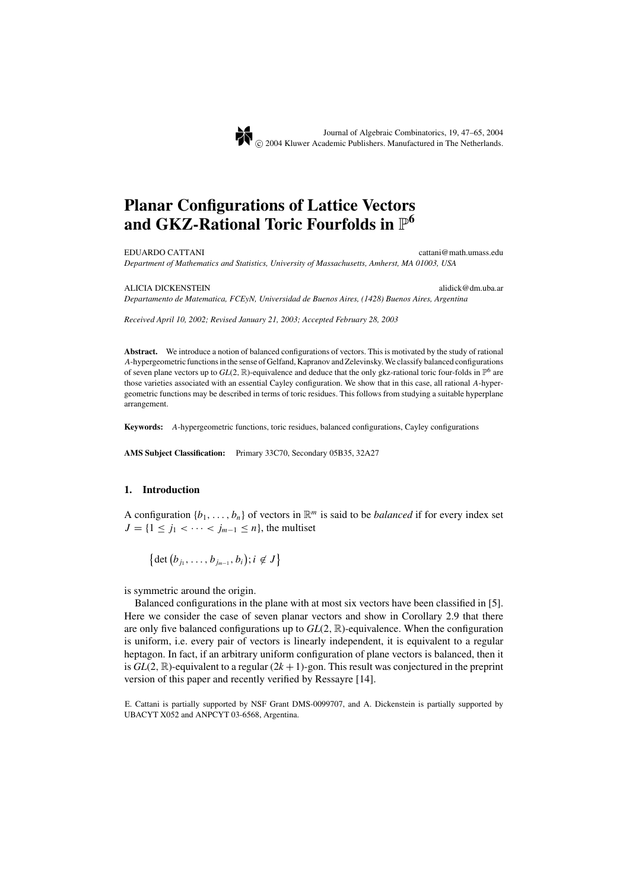# Planar Configurations of Lattice Vectors and GKZ-Rational Toric Fourfolds in $\mathbb{P}^6$

EDUARDO CATTANI cattani@math.umass.edu
*Department of Mathematics and Statistics, University of Massachusetts, Amherst, MA 01003, USA*

ALICIA DICKENSTEIN alidick@dm.uba.ar
*Departamento de Matematica, FCEyN, Universidad de Buenos Aires, (1428) Buenos Aires, Argentina*

*Received April 10, 2002; Revised January 21, 2003; Accepted February 28, 2003*

**Abstract.** We introduce a notion of balanced configurations of vectors. This is motivated by the study of rational $A$-hypergeometric functions in the sense of Gelfand, Kapranov and Zelevinsky. We classify balanced configurations of seven plane vectors up to $GL(2, \mathbb{R})$-equivalence and deduce that the only gkz-rational toric four-folds in $\mathbb{P}^6$ are those varieties associated with an essential Cayley configuration. We show that in this case, all rational $A$-hypergeometric functions may be described in terms of toric residues. This follows from studying a suitable hyperplane arrangement.

**Keywords:** $A$-hypergeometric functions, toric residues, balanced configurations, Cayley configurations

**AMS Subject Classification:** Primary 33C70, Secondary 05B35, 32A27

## 1. Introduction

A configuration $\{b_1, \ldots, b_n\}$ of vectors in $\mathbb{R}^m$ is said to be *balanced* if for every index set $J = \{1 \leq j_1 < \cdots < j_{m-1} \leq n\}$, the multiset

$$\left\{\det\left(b_{j_1}, \ldots, b_{j_{m-1}}, b_i\right); i \notin J\right\}$$

is symmetric around the origin.

Balanced configurations in the plane with at most six vectors have been classified in [5]. Here we consider the case of seven planar vectors and show in Corollary 2.9 that there are only five balanced configurations up to $GL(2, \mathbb{R})$-equivalence. When the configuration is uniform, i.e. every pair of vectors is linearly independent, it is equivalent to a regular heptagon. In fact, if an arbitrary uniform configuration of plane vectors is balanced, then it is $GL(2, \mathbb{R})$-equivalent to a regular $(2k+1)$-gon. This result was conjectured in the preprint version of this paper and recently verified by Ressayre [14].

E. Cattani is partially supported by NSF Grant DMS-0099707, and A. Dickenstein is partially supported by UBACYT X052 and ANPCYT 03-6568, Argentina.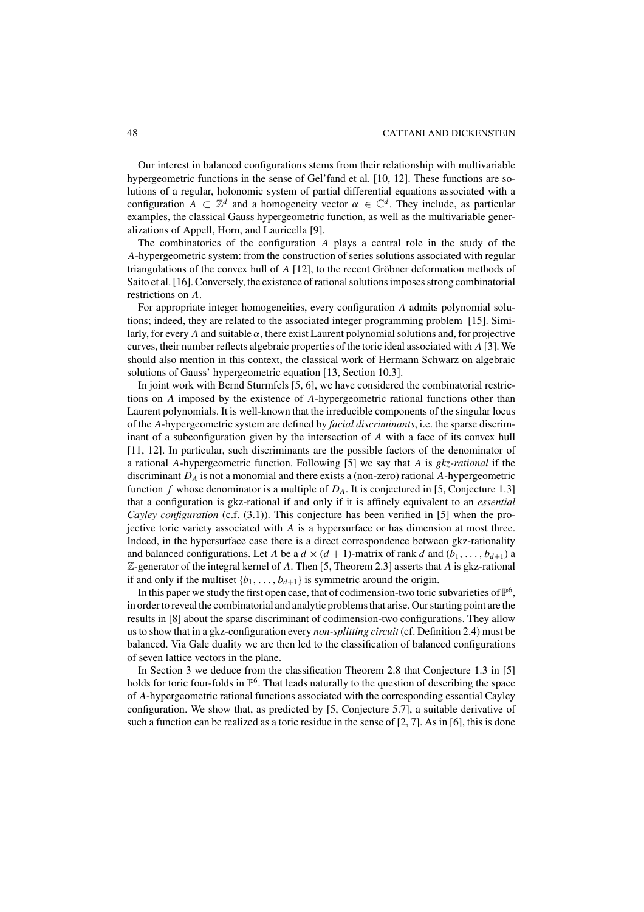Our interest in balanced configurations stems from their relationship with multivariable hypergeometric functions in the sense of Gel'fand et al. [10, 12]. These functions are solutions of a regular, holonomic system of partial differential equations associated with a configuration $A \subset \mathbb{Z}^d$ and a homogeneity vector $\alpha \in \mathbb{C}^d$. They include, as particular examples, the classical Gauss hypergeometric function, as well as the multivariable generalizations of Appell, Horn, and Lauricella [9].

The combinatorics of the configuration $A$ plays a central role in the study of the $A$-hypergeometric system: from the construction of series solutions associated with regular triangulations of the convex hull of $A$ [12], to the recent Gröbner deformation methods of Saito et al. [16]. Conversely, the existence of rational solutions imposes strong combinatorial restrictions on $A$.

For appropriate integer homogeneities, every configuration $A$ admits polynomial solutions; indeed, they are related to the associated integer programming problem [15]. Similarly, for every $A$ and suitable $\alpha$, there exist Laurent polynomial solutions and, for projective curves, their number reflects algebraic properties of the toric ideal associated with $A$ [3]. We should also mention in this context, the classical work of Hermann Schwarz on algebraic solutions of Gauss' hypergeometric equation [13, Section 10.3].

In joint work with Bernd Sturmfels [5, 6], we have considered the combinatorial restrictions on $A$ imposed by the existence of $A$-hypergeometric rational functions other than Laurent polynomials. It is well-known that the irreducible components of the singular locus of the $A$-hypergeometric system are defined by *facial discriminants*, i.e. the sparse discriminant of a subconfiguration given by the intersection of $A$ with a face of its convex hull [11, 12]. In particular, such discriminants are the possible factors of the denominator of a rational $A$-hypergeometric function. Following [5] we say that $A$ is *gkz-rational* if the discriminant $D_A$ is not a monomial and there exists a (non-zero) rational $A$-hypergeometric function $f$ whose denominator is a multiple of $D_A$. It is conjectured in [5, Conjecture 1.3] that a configuration is gkz-rational if and only if it is affinely equivalent to an *essential Cayley configuration* (c.f. (3.1)). This conjecture has been verified in [5] when the projective toric variety associated with $A$ is a hypersurface or has dimension at most three. Indeed, in the hypersurface case there is a direct correspondence between gkz-rationality and balanced configurations. Let $A$ be a $d \times (d+1)$-matrix of rank $d$ and $(b_1, \ldots, b_{d+1})$ a $\mathbb{Z}$-generator of the integral kernel of $A$. Then [5, Theorem 2.3] asserts that $A$ is gkz-rational if and only if the multiset $\{b_1, \ldots, b_{d+1}\}$ is symmetric around the origin.

In this paper we study the first open case, that of codimension-two toric subvarieties of $\mathbb{P}^6$, in order to reveal the combinatorial and analytic problems that arise. Our starting point are the results in [8] about the sparse discriminant of codimension-two configurations. They allow us to show that in a gkz-configuration every *non-splitting circuit* (cf. Definition 2.4) must be balanced. Via Gale duality we are then led to the classification of balanced configurations of seven lattice vectors in the plane.

In Section 3 we deduce from the classification Theorem 2.8 that Conjecture 1.3 in [5] holds for toric four-folds in $\mathbb{P}^6$. That leads naturally to the question of describing the space of $A$-hypergeometric rational functions associated with the corresponding essential Cayley configuration. We show that, as predicted by [5, Conjecture 5.7], a suitable derivative of such a function can be realized as a toric residue in the sense of [2, 7]. As in [6], this is done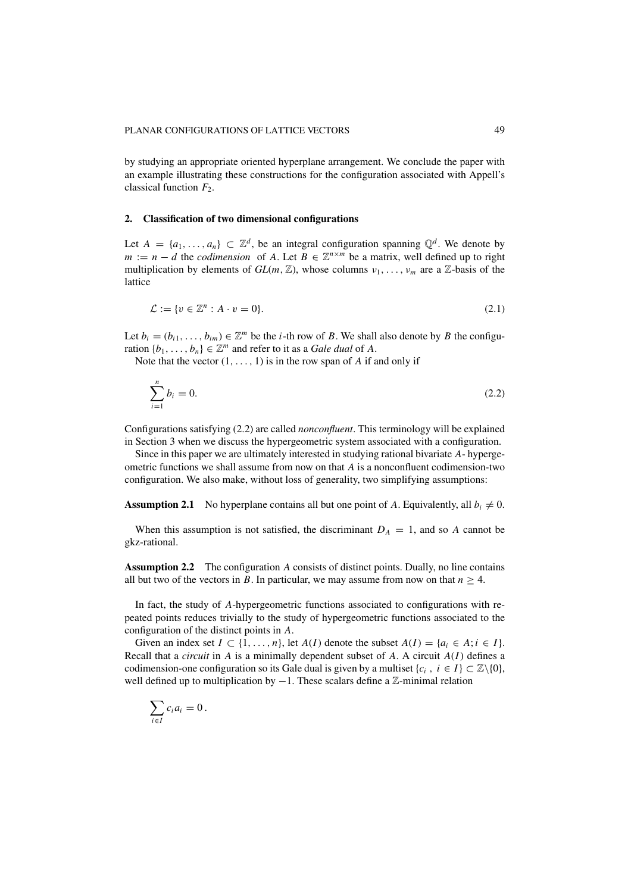by studying an appropriate oriented hyperplane arrangement. We conclude the paper with an example illustrating these constructions for the configuration associated with Appell's classical function $F_2$.

## 2. Classification of two dimensional configurations

Let $A = \{a_1, \ldots, a_n\} \subset \mathbb{Z}^d$, be an integral configuration spanning $\mathbb{Q}^d$. We denote by $m := n - d$ the *codimension* of $A$. Let $B \in \mathbb{Z}^{n\times m}$ be a matrix, well defined up to right multiplication by elements of $GL(m, \mathbb{Z})$, whose columns $v_1, \ldots, v_m$ are a $\mathbb{Z}$-basis of the lattice

$$\mathcal{L} := \{v \in \mathbb{Z}^n : A \cdot v = 0\}. \tag{2.1}$$

Let $b_i = (b_{i1}, \ldots, b_{im}) \in \mathbb{Z}^m$ be the $i$-th row of $B$. We shall also denote by $B$ the configuration $\{b_1, \ldots, b_n\} \in \mathbb{Z}^m$ and refer to it as a *Gale dual* of $A$.

Note that the vector $(1, \ldots, 1)$ is in the row span of $A$ if and only if

$$\sum_{i=1}^{n} b_i = 0. \tag{2.2}$$

Configurations satisfying (2.2) are called *nonconfluent*. This terminology will be explained in Section 3 when we discuss the hypergeometric system associated with a configuration.

Since in this paper we are ultimately interested in studying rational bivariate $A$- hypergeometric functions we shall assume from now on that $A$ is a nonconfluent codimension-two configuration. We also make, without loss of generality, two simplifying assumptions:

**Assumption 2.1** No hyperplane contains all but one point of $A$. Equivalently, all $b_i \neq 0$.

When this assumption is not satisfied, the discriminant $D_A = 1$, and so $A$ cannot be gkz-rational.

**Assumption 2.2** The configuration $A$ consists of distinct points. Dually, no line contains all but two of the vectors in $B$. In particular, we may assume from now on that $n \geq 4$.

In fact, the study of $A$-hypergeometric functions associated to configurations with repeated points reduces trivially to the study of hypergeometric functions associated to the configuration of the distinct points in $A$.

Given an index set $I \subset \{1, \ldots, n\}$, let $A(I)$ denote the subset $A(I) = \{a_i \in A; i \in I\}$. Recall that a *circuit* in $A$ is a minimally dependent subset of $A$. A circuit $A(I)$ defines a codimension-one configuration so its Gale dual is given by a multiset $\{c_i\ ,\ i \in I\} \subset \mathbb{Z}\backslash\{0\}$, well defined up to multiplication by $-1$. These scalars define a $\mathbb{Z}$-minimal relation

$$\sum_{i\in I} c_i a_i = 0\,.$$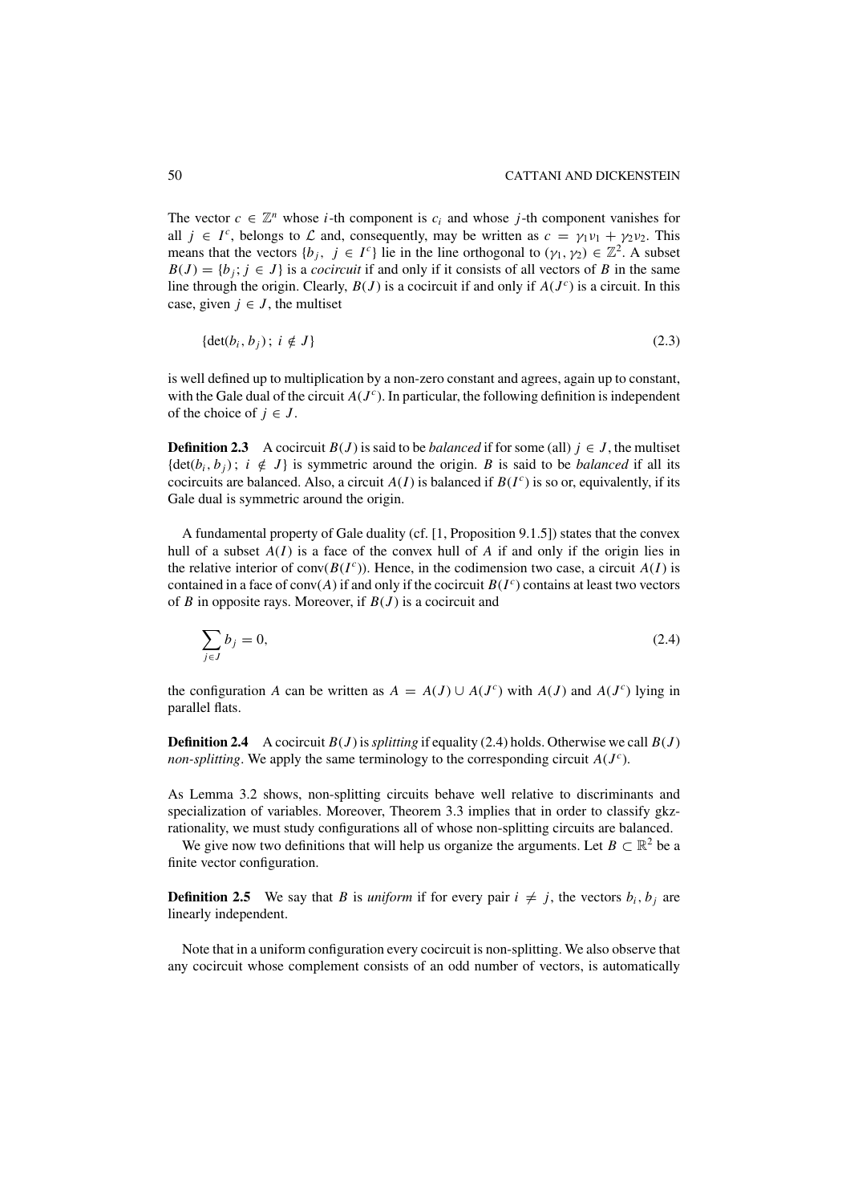The vector $c \in \mathbb{Z}^n$ whose $i$-th component is $c_i$ and whose $j$-th component vanishes for all $j \in I^c$, belongs to $\mathcal{L}$ and, consequently, may be written as $c = \gamma_1 \nu_1 + \gamma_2 \nu_2$. This means that the vectors $\{b_j,\ j \in I^c\}$ lie in the line orthogonal to $(\gamma_1, \gamma_2) \in \mathbb{Z}^2$. A subset $B(J) = \{b_j; j \in J\}$ is a *cocircuit* if and only if it consists of all vectors of $B$ in the same line through the origin. Clearly, $B(J)$ is a cocircuit if and only if $A(J^c)$ is a circuit. In this case, given $j \in J$, the multiset

$$\{\det(b_i, b_j)\,;\ i \notin J\} \tag{2.3}$$

is well defined up to multiplication by a non-zero constant and agrees, again up to constant, with the Gale dual of the circuit $A(J^c)$. In particular, the following definition is independent of the choice of $j \in J$.

**Definition 2.3** A cocircuit $B(J)$ is said to be *balanced* if for some (all) $j \in J$, the multiset $\{\det(b_i, b_j)\,;\ i \notin J\}$ is symmetric around the origin. $B$ is said to be *balanced* if all its cocircuits are balanced. Also, a circuit $A(I)$ is balanced if $B(I^c)$ is so or, equivalently, if its Gale dual is symmetric around the origin.

A fundamental property of Gale duality (cf. [1, Proposition 9.1.5]) states that the convex hull of a subset $A(I)$ is a face of the convex hull of $A$ if and only if the origin lies in the relative interior of $\operatorname{conv}(B(I^c))$. Hence, in the codimension two case, a circuit $A(I)$ is contained in a face of $\operatorname{conv}(A)$ if and only if the cocircuit $B(I^c)$ contains at least two vectors of $B$ in opposite rays. Moreover, if $B(J)$ is a cocircuit and

$$\sum_{j \in J} b_j = 0, \tag{2.4}$$

the configuration $A$ can be written as $A = A(J) \cup A(J^c)$ with $A(J)$ and $A(J^c)$ lying in parallel flats.

**Definition 2.4** A cocircuit $B(J)$ is *splitting* if equality (2.4) holds. Otherwise we call $B(J)$ *non-splitting*. We apply the same terminology to the corresponding circuit $A(J^c)$.

As Lemma 3.2 shows, non-splitting circuits behave well relative to discriminants and specialization of variables. Moreover, Theorem 3.3 implies that in order to classify gkz-rationality, we must study configurations all of whose non-splitting circuits are balanced.

We give now two definitions that will help us organize the arguments. Let $B \subset \mathbb{R}^2$ be a finite vector configuration.

**Definition 2.5** We say that $B$ is *uniform* if for every pair $i \neq j$, the vectors $b_i, b_j$ are linearly independent.

Note that in a uniform configuration every cocircuit is non-splitting. We also observe that any cocircuit whose complement consists of an odd number of vectors, is automatically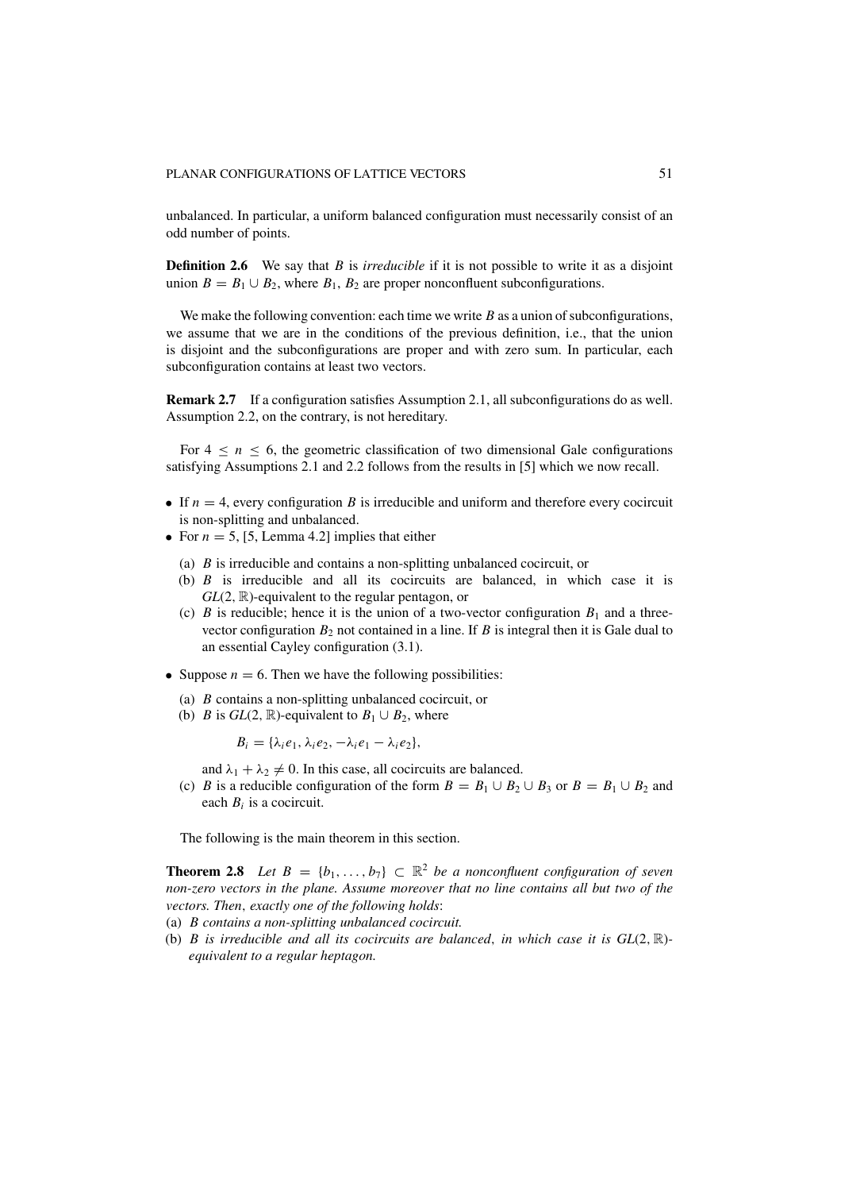unbalanced. In particular, a uniform balanced configuration must necessarily consist of an odd number of points.

**Definition 2.6** We say that $B$ is *irreducible* if it is not possible to write it as a disjoint union $B = B_1 \cup B_2$, where $B_1$, $B_2$ are proper nonconfluent subconfigurations.

We make the following convention: each time we write $B$ as a union of subconfigurations, we assume that we are in the conditions of the previous definition, i.e., that the union is disjoint and the subconfigurations are proper and with zero sum. In particular, each subconfiguration contains at least two vectors.

**Remark 2.7** If a configuration satisfies Assumption 2.1, all subconfigurations do as well. Assumption 2.2, on the contrary, is not hereditary.

For $4 \leq n \leq 6$, the geometric classification of two dimensional Gale configurations satisfying Assumptions 2.1 and 2.2 follows from the results in [5] which we now recall.

- If $n = 4$, every configuration $B$ is irreducible and uniform and therefore every cocircuit is non-splitting and unbalanced.
- For $n = 5$, [5, Lemma 4.2] implies that either
  - (a) $B$ is irreducible and contains a non-splitting unbalanced cocircuit, or
  - (b) $B$ is irreducible and all its cocircuits are balanced, in which case it is $GL(2, \mathbb{R})$-equivalent to the regular pentagon, or
  - (c) $B$ is reducible; hence it is the union of a two-vector configuration $B_1$ and a three-vector configuration $B_2$ not contained in a line. If $B$ is integral then it is Gale dual to an essential Cayley configuration (3.1).
- Suppose $n = 6$. Then we have the following possibilities:
  - (a) $B$ contains a non-splitting unbalanced cocircuit, or
  - (b) $B$ is $GL(2, \mathbb{R})$-equivalent to $B_1 \cup B_2$, where

    $$B_i = \{\lambda_i e_1, \lambda_i e_2, -\lambda_i e_1 - \lambda_i e_2\},$$

    and $\lambda_1 + \lambda_2 \neq 0$. In this case, all cocircuits are balanced.
  - (c) $B$ is a reducible configuration of the form $B = B_1 \cup B_2 \cup B_3$ or $B = B_1 \cup B_2$ and each $B_i$ is a cocircuit.

The following is the main theorem in this section.

**Theorem 2.8** *Let $B = \{b_1, \ldots, b_7\} \subset \mathbb{R}^2$ be a nonconfluent configuration of seven non-zero vectors in the plane. Assume moreover that no line contains all but two of the vectors. Then, exactly one of the following holds:*

(a) *$B$ contains a non-splitting unbalanced cocircuit.*

(b) *$B$ is irreducible and all its cocircuits are balanced, in which case it is $GL(2, \mathbb{R})$-equivalent to a regular heptagon.*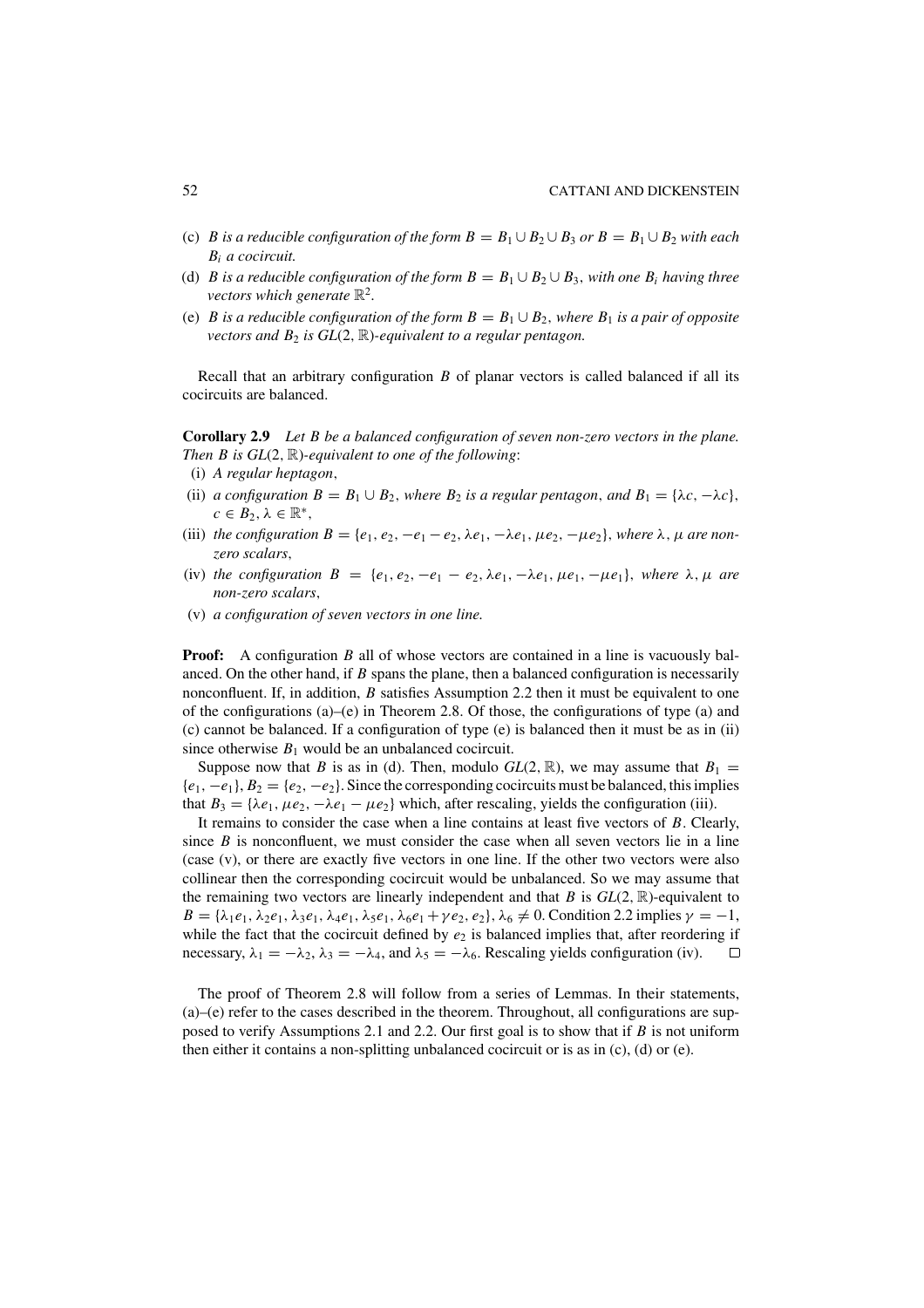(c) *$B$ is a reducible configuration of the form $B = B_1 \cup B_2 \cup B_3$ or $B = B_1 \cup B_2$ with each $B_i$ a cocircuit.*

(d) *$B$ is a reducible configuration of the form $B = B_1 \cup B_2 \cup B_3$, with one $B_i$ having three vectors which generate $\mathbb{R}^2$.*

(e) *$B$ is a reducible configuration of the form $B = B_1 \cup B_2$, where $B_1$ is a pair of opposite vectors and $B_2$ is $GL(2, \mathbb{R})$-equivalent to a regular pentagon.*

Recall that an arbitrary configuration $B$ of planar vectors is called balanced if all its cocircuits are balanced.

**Corollary 2.9** *Let $B$ be a balanced configuration of seven non-zero vectors in the plane. Then $B$ is $GL(2, \mathbb{R})$-equivalent to one of the following*:

(i) *A regular heptagon*,

(ii) *a configuration $B = B_1 \cup B_2$, where $B_2$ is a regular pentagon, and $B_1 = \{\lambda c, -\lambda c\}$, $c \in B_2$, $\lambda \in \mathbb{R}^*$,*

(iii) *the configuration $B = \{e_1, e_2, -e_1 - e_2, \lambda e_1, -\lambda e_1, \mu e_2, -\mu e_2\}$, where $\lambda, \mu$ are non-zero scalars*,

(iv) *the configuration $B = \{e_1, e_2, -e_1 - e_2, \lambda e_1, -\lambda e_1, \mu e_1, -\mu e_1\}$, where $\lambda, \mu$ are non-zero scalars*,

(v) *a configuration of seven vectors in one line.*

**Proof:** A configuration $B$ all of whose vectors are contained in a line is vacuously balanced. On the other hand, if $B$ spans the plane, then a balanced configuration is necessarily nonconfluent. If, in addition, $B$ satisfies Assumption 2.2 then it must be equivalent to one of the configurations (a)–(e) in Theorem 2.8. Of those, the configurations of type (a) and (c) cannot be balanced. If a configuration of type (e) is balanced then it must be as in (ii) since otherwise $B_1$ would be an unbalanced cocircuit.

Suppose now that $B$ is as in (d). Then, modulo $GL(2, \mathbb{R})$, we may assume that $B_1 = \{e_1, -e_1\}$, $B_2 = \{e_2, -e_2\}$. Since the corresponding cocircuits must be balanced, this implies that $B_3 = \{\lambda e_1, \mu e_2, -\lambda e_1 - \mu e_2\}$ which, after rescaling, yields the configuration (iii).

It remains to consider the case when a line contains at least five vectors of $B$. Clearly, since $B$ is nonconfluent, we must consider the case when all seven vectors lie in a line (case (v), or there are exactly five vectors in one line. If the other two vectors were also collinear then the corresponding cocircuit would be unbalanced. So we may assume that the remaining two vectors are linearly independent and that $B$ is $GL(2, \mathbb{R})$-equivalent to $B = \{\lambda_1 e_1, \lambda_2 e_1, \lambda_3 e_1, \lambda_4 e_1, \lambda_5 e_1, \lambda_6 e_1 + \gamma e_2, e_2\}$, $\lambda_6 \neq 0$. Condition 2.2 implies $\gamma = -1$, while the fact that the cocircuit defined by $e_2$ is balanced implies that, after reordering if necessary, $\lambda_1 = -\lambda_2$, $\lambda_3 = -\lambda_4$, and $\lambda_5 = -\lambda_6$. Rescaling yields configuration (iv). $\square$

The proof of Theorem 2.8 will follow from a series of Lemmas. In their statements, (a)–(e) refer to the cases described in the theorem. Throughout, all configurations are supposed to verify Assumptions 2.1 and 2.2. Our first goal is to show that if $B$ is not uniform then either it contains a non-splitting unbalanced cocircuit or is as in (c), (d) or (e).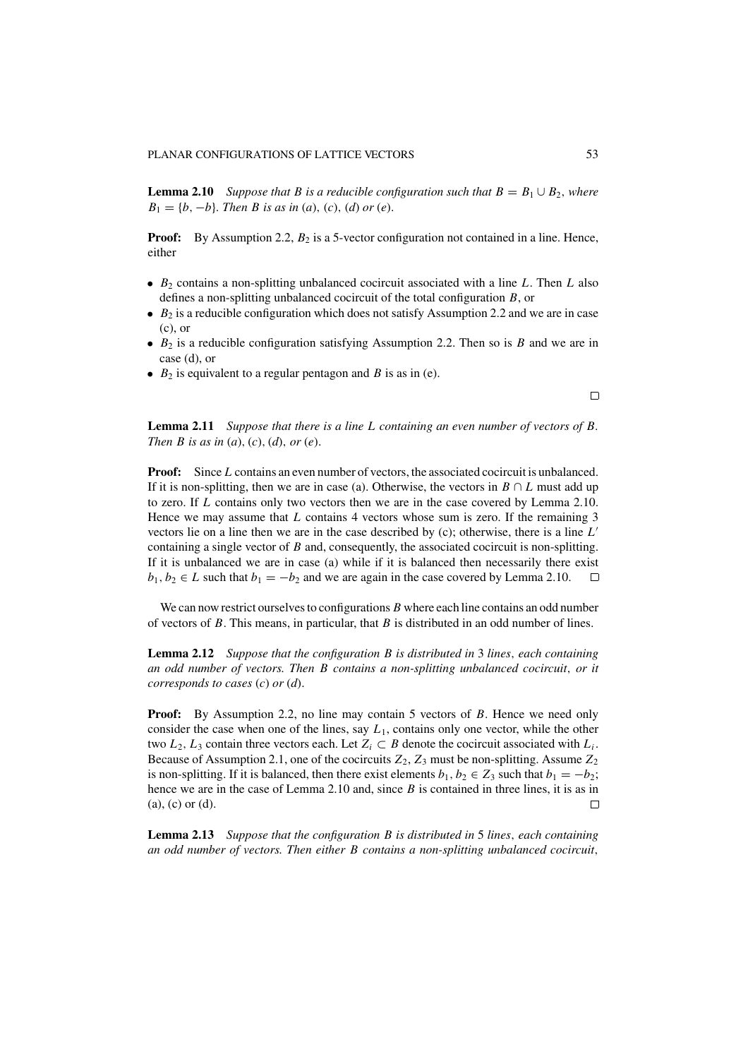**Lemma 2.10** *Suppose that $B$ is a reducible configuration such that $B = B_1 \cup B_2$, where $B_1 = \{b, -b\}$. Then $B$ is as in* (*a*), (*c*), (*d*) *or* (*e*).

**Proof:** By Assumption 2.2, $B_2$ is a 5-vector configuration not contained in a line. Hence, either

- $B_2$ contains a non-splitting unbalanced cocircuit associated with a line $L$. Then $L$ also defines a non-splitting unbalanced cocircuit of the total configuration $B$, or
- $B_2$ is a reducible configuration which does not satisfy Assumption 2.2 and we are in case (c), or
- $B_2$ is a reducible configuration satisfying Assumption 2.2. Then so is $B$ and we are in case (d), or
- $B_2$ is equivalent to a regular pentagon and $B$ is as in (e).

$\square$

**Lemma 2.11** *Suppose that there is a line $L$ containing an even number of vectors of $B$. Then $B$ is as in* (*a*), (*c*), (*d*), *or* (*e*).

**Proof:** Since $L$ contains an even number of vectors, the associated cocircuit is unbalanced. If it is non-splitting, then we are in case (a). Otherwise, the vectors in $B \cap L$ must add up to zero. If $L$ contains only two vectors then we are in the case covered by Lemma 2.10. Hence we may assume that $L$ contains 4 vectors whose sum is zero. If the remaining 3 vectors lie on a line then we are in the case described by (c); otherwise, there is a line $L'$ containing a single vector of $B$ and, consequently, the associated cocircuit is non-splitting. If it is unbalanced we are in case (a) while if it is balanced then necessarily there exist $b_1, b_2 \in L$ such that $b_1 = -b_2$ and we are again in the case covered by Lemma 2.10. $\square$

We can now restrict ourselves to configurations $B$ where each line contains an odd number of vectors of $B$. This means, in particular, that $B$ is distributed in an odd number of lines.

**Lemma 2.12** *Suppose that the configuration $B$ is distributed in* 3 *lines*, *each containing an odd number of vectors. Then $B$ contains a non-splitting unbalanced cocircuit*, *or it corresponds to cases* (*c*) *or* (*d*).

**Proof:** By Assumption 2.2, no line may contain 5 vectors of $B$. Hence we need only consider the case when one of the lines, say $L_1$, contains only one vector, while the other two $L_2$, $L_3$ contain three vectors each. Let $Z_i \subset B$ denote the cocircuit associated with $L_i$. Because of Assumption 2.1, one of the cocircuits $Z_2$, $Z_3$ must be non-splitting. Assume $Z_2$ is non-splitting. If it is balanced, then there exist elements $b_1, b_2 \in Z_3$ such that $b_1 = -b_2$; hence we are in the case of Lemma 2.10 and, since $B$ is contained in three lines, it is as in (a), (c) or (d). $\square$

**Lemma 2.13** *Suppose that the configuration $B$ is distributed in* 5 *lines*, *each containing an odd number of vectors. Then either $B$ contains a non-splitting unbalanced cocircuit*,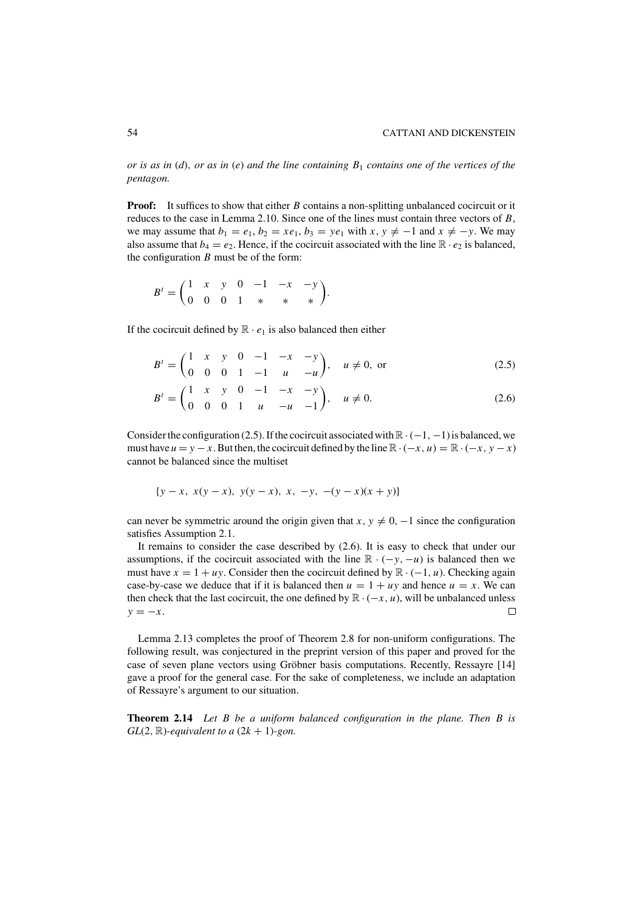*or is as in* (*d*), *or as in* (*e*) *and the line containing* $B_1$ *contains one of the vertices of the pentagon.*

**Proof:** It suffices to show that either $B$ contains a non-splitting unbalanced cocircuit or it reduces to the case in Lemma 2.10. Since one of the lines must contain three vectors of $B$, we may assume that $b_1 = e_1$, $b_2 = xe_1$, $b_3 = ye_1$ with $x, y \neq -1$ and $x \neq -y$. We may also assume that $b_4 = e_2$. Hence, if the cocircuit associated with the line $\mathbb{R} \cdot e_2$ is balanced, the configuration $B$ must be of the form:

$$B^t = \begin{pmatrix} 1 & x & y & 0 & -1 & -x & -y \\ 0 & 0 & 0 & 1 & * & * & * \end{pmatrix}.$$

If the cocircuit defined by $\mathbb{R} \cdot e_1$ is also balanced then either

$$B^t = \begin{pmatrix} 1 & x & y & 0 & -1 & -x & -y \\ 0 & 0 & 0 & 1 & -1 & u & -u \end{pmatrix}, \quad u \neq 0, \text{ or} \tag{2.5}$$

$$B^t = \begin{pmatrix} 1 & x & y & 0 & -1 & -x & -y \\ 0 & 0 & 0 & 1 & u & -u & -1 \end{pmatrix}, \quad u \neq 0. \tag{2.6}$$

Consider the configuration (2.5). If the cocircuit associated with $\mathbb{R} \cdot (-1, -1)$ is balanced, we must have $u = y - x$. But then, the cocircuit defined by the line $\mathbb{R} \cdot (-x, u) = \mathbb{R} \cdot (-x, y - x)$ cannot be balanced since the multiset

$$\{y - x,\ x(y - x),\ y(y - x),\ x,\ -y,\ -(y - x)(x + y)\}$$

can never be symmetric around the origin given that $x, y \neq 0, -1$ since the configuration satisfies Assumption 2.1.

It remains to consider the case described by (2.6). It is easy to check that under our assumptions, if the cocircuit associated with the line $\mathbb{R} \cdot (-y, -u)$ is balanced then we must have $x = 1 + uy$. Consider then the cocircuit defined by $\mathbb{R} \cdot (-1, u)$. Checking again case-by-case we deduce that if it is balanced then $u = 1 + uy$ and hence $u = x$. We can then check that the last cocircuit, the one defined by $\mathbb{R} \cdot (-x, u)$, will be unbalanced unless $y = -x$. $\square$

Lemma 2.13 completes the proof of Theorem 2.8 for non-uniform configurations. The following result, was conjectured in the preprint version of this paper and proved for the case of seven plane vectors using Gröbner basis computations. Recently, Ressayre [14] gave a proof for the general case. For the sake of completeness, we include an adaptation of Ressayre's argument to our situation.

**Theorem 2.14** *Let $B$ be a uniform balanced configuration in the plane. Then $B$ is $GL(2, \mathbb{R})$-equivalent to a $(2k + 1)$-gon.*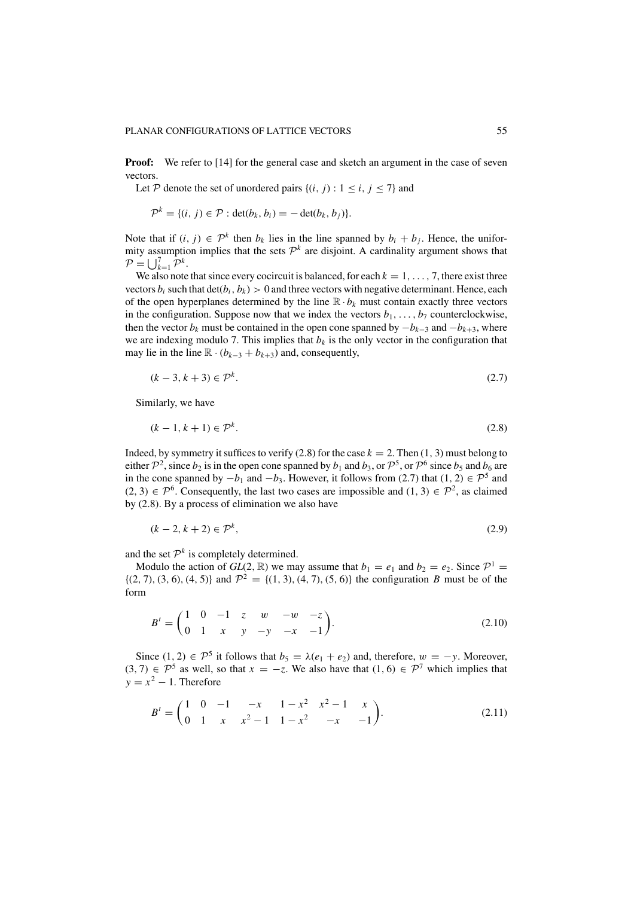**Proof:** We refer to [14] for the general case and sketch an argument in the case of seven vectors.

Let $\mathcal{P}$ denote the set of unordered pairs $\{(i, j) : 1 \leq i, j \leq 7\}$ and

$$\mathcal{P}^k = \{(i, j) \in \mathcal{P} : \det(b_k, b_i) = -\det(b_k, b_j)\}.$$

Note that if $(i, j) \in \mathcal{P}^k$ then $b_k$ lies in the line spanned by $b_i + b_j$. Hence, the uniformity assumption implies that the sets $\mathcal{P}^k$ are disjoint. A cardinality argument shows that $\mathcal{P} = \bigcup_{k=1}^{7} \mathcal{P}^k$.

We also note that since every cocircuit is balanced, for each $k = 1, \ldots, 7$, there exist three vectors $b_i$ such that $\det(b_i, b_k) > 0$ and three vectors with negative determinant. Hence, each of the open hyperplanes determined by the line $\mathbb{R} \cdot b_k$ must contain exactly three vectors in the configuration. Suppose now that we index the vectors $b_1, \ldots, b_7$ counterclockwise, then the vector $b_k$ must be contained in the open cone spanned by $-b_{k-3}$ and $-b_{k+3}$, where we are indexing modulo 7. This implies that $b_k$ is the only vector in the configuration that may lie in the line $\mathbb{R} \cdot (b_{k-3} + b_{k+3})$ and, consequently,

$$(k-3, k+3) \in \mathcal{P}^k. \tag{2.7}$$

Similarly, we have

$$(k-1, k+1) \in \mathcal{P}^k. \tag{2.8}$$

Indeed, by symmetry it suffices to verify (2.8) for the case $k = 2$. Then $(1, 3)$ must belong to either $\mathcal{P}^2$, since $b_2$ is in the open cone spanned by $b_1$ and $b_3$, or $\mathcal{P}^5$, or $\mathcal{P}^6$ since $b_5$ and $b_6$ are in the cone spanned by $-b_1$ and $-b_3$. However, it follows from (2.7) that $(1, 2) \in \mathcal{P}^5$ and $(2, 3) \in \mathcal{P}^6$. Consequently, the last two cases are impossible and $(1, 3) \in \mathcal{P}^2$, as claimed by (2.8). By a process of elimination we also have

$$(k-2, k+2) \in \mathcal{P}^k, \tag{2.9}$$

and the set $\mathcal{P}^k$ is completely determined.

Modulo the action of $GL(2, \mathbb{R})$ we may assume that $b_1 = e_1$ and $b_2 = e_2$. Since $\mathcal{P}^1 = \{(2, 7), (3, 6), (4, 5)\}$ and $\mathcal{P}^2 = \{(1, 3), (4, 7), (5, 6)\}$ the configuration $B$ must be of the form

$$B^t = \begin{pmatrix} 1 & 0 & -1 & z & w & -w & -z \\ 0 & 1 & x & y & -y & -x & -1 \end{pmatrix}. \tag{2.10}$$

Since $(1, 2) \in \mathcal{P}^5$ it follows that $b_5 = \lambda(e_1 + e_2)$ and, therefore, $w = -y$. Moreover, $(3, 7) \in \mathcal{P}^5$ as well, so that $x = -z$. We also have that $(1, 6) \in \mathcal{P}^7$ which implies that $y = x^2 - 1$. Therefore

$$B^t = \begin{pmatrix} 1 & 0 & -1 & -x & 1 - x^2 & x^2 - 1 & x \\ 0 & 1 & x & x^2 - 1 & 1 - x^2 & -x & -1 \end{pmatrix}. \tag{2.11}$$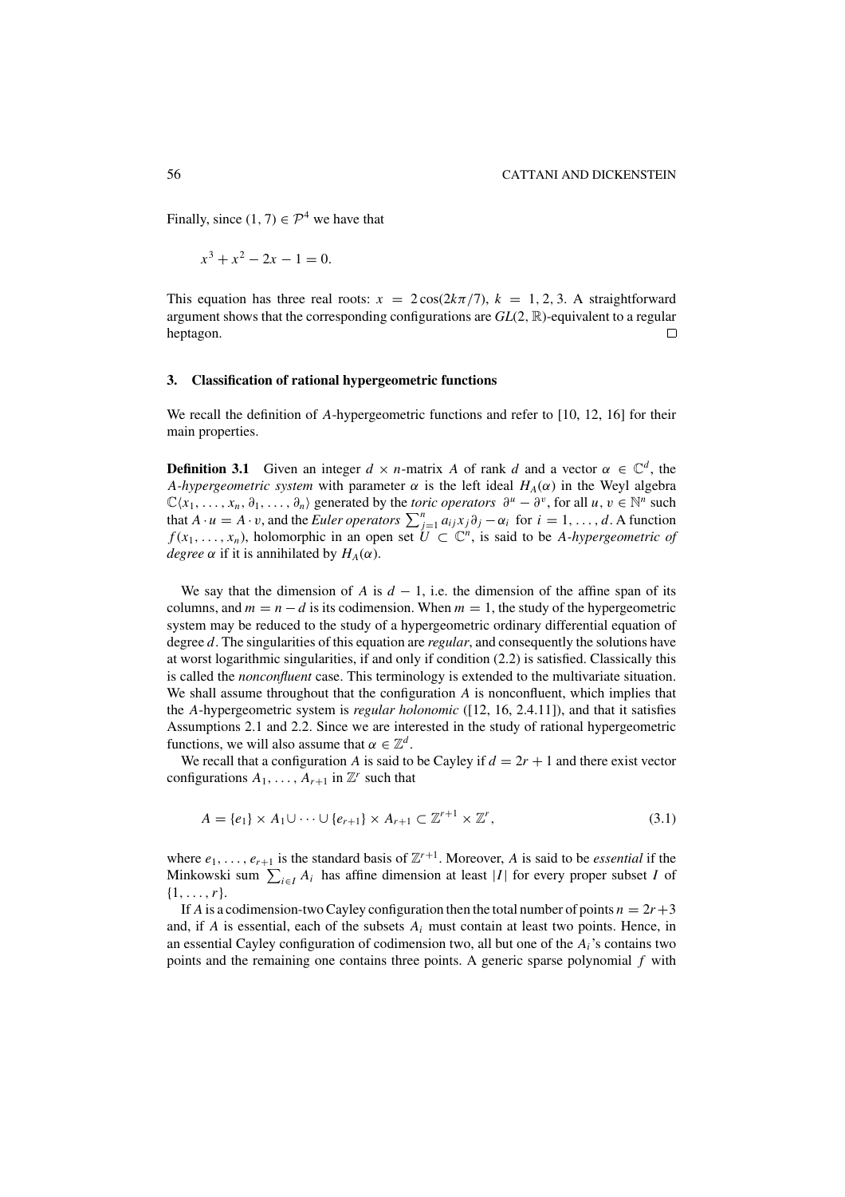Finally, since $(1, 7) \in \mathcal{P}^4$ we have that

$$x^3 + x^2 - 2x - 1 = 0.$$

This equation has three real roots: $x = 2\cos(2k\pi/7)$, $k = 1, 2, 3$. A straightforward argument shows that the corresponding configurations are $GL(2, \mathbb{R})$-equivalent to a regular heptagon. $\square$

## 3. Classification of rational hypergeometric functions

We recall the definition of $A$-hypergeometric functions and refer to [10, 12, 16] for their main properties.

**Definition 3.1** Given an integer $d \times n$-matrix $A$ of rank $d$ and a vector $\alpha \in \mathbb{C}^d$, the *A-hypergeometric system* with parameter $\alpha$ is the left ideal $H_A(\alpha)$ in the Weyl algebra $\mathbb{C}\langle x_1, \ldots, x_n, \partial_1, \ldots, \partial_n\rangle$ generated by the *toric operators* $\partial^u - \partial^v$, for all $u, v \in \mathbb{N}^n$ such that $A \cdot u = A \cdot v$, and the *Euler operators* $\sum_{j=1}^n a_{ij} x_j \partial_j - \alpha_i$ for $i = 1, \ldots, d$. A function $f(x_1, \ldots, x_n)$, holomorphic in an open set $U \subset \mathbb{C}^n$, is said to be *A-hypergeometric of degree* $\alpha$ if it is annihilated by $H_A(\alpha)$.

We say that the dimension of $A$ is $d - 1$, i.e. the dimension of the affine span of its columns, and $m = n - d$ is its codimension. When $m = 1$, the study of the hypergeometric system may be reduced to the study of a hypergeometric ordinary differential equation of degree $d$. The singularities of this equation are *regular*, and consequently the solutions have at worst logarithmic singularities, if and only if condition (2.2) is satisfied. Classically this is called the *nonconfluent* case. This terminology is extended to the multivariate situation. We shall assume throughout that the configuration $A$ is nonconfluent, which implies that the $A$-hypergeometric system is *regular holonomic* ([12, 16, 2.4.11]), and that it satisfies Assumptions 2.1 and 2.2. Since we are interested in the study of rational hypergeometric functions, we will also assume that $\alpha \in \mathbb{Z}^d$.

We recall that a configuration $A$ is said to be Cayley if $d = 2r + 1$ and there exist vector configurations $A_1, \ldots, A_{r+1}$ in $\mathbb{Z}^r$ such that

$$A = \{e_1\} \times A_1 \cup \cdots \cup \{e_{r+1}\} \times A_{r+1} \subset \mathbb{Z}^{r+1} \times \mathbb{Z}^r, \tag{3.1}$$

where $e_1, \ldots, e_{r+1}$ is the standard basis of $\mathbb{Z}^{r+1}$. Moreover, $A$ is said to be *essential* if the Minkowski sum $\sum_{i \in I} A_i$ has affine dimension at least $|I|$ for every proper subset $I$ of $\{1, \ldots, r\}$.

If $A$ is a codimension-two Cayley configuration then the total number of points $n = 2r + 3$ and, if $A$ is essential, each of the subsets $A_i$ must contain at least two points. Hence, in an essential Cayley configuration of codimension two, all but one of the $A_i$'s contains two points and the remaining one contains three points. A generic sparse polynomial $f$ with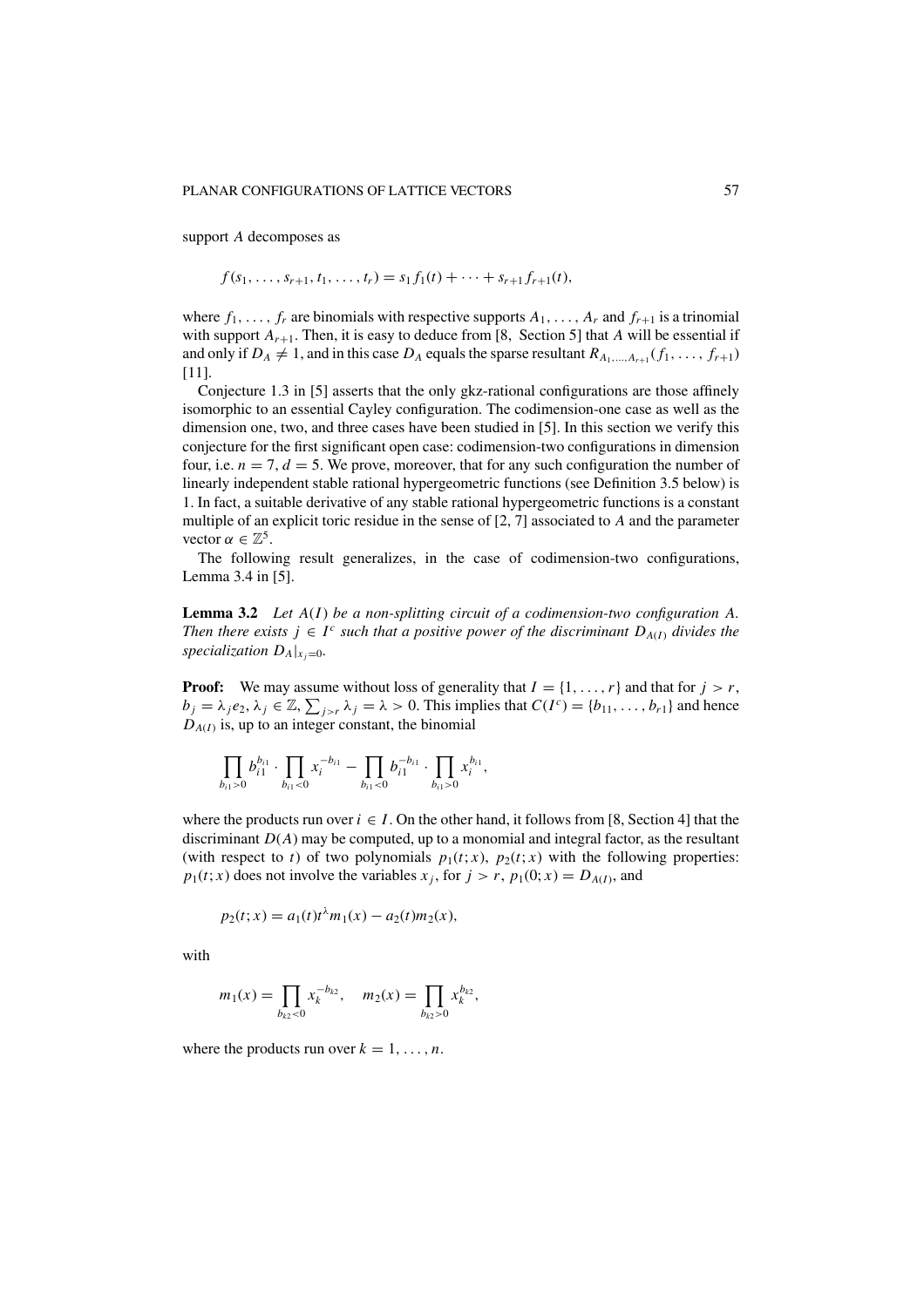support $A$ decomposes as

$$f(s_1, \ldots, s_{r+1}, t_1, \ldots, t_r) = s_1 f_1(t) + \cdots + s_{r+1} f_{r+1}(t),$$

where $f_1, \ldots, f_r$ are binomials with respective supports $A_1, \ldots, A_r$ and $f_{r+1}$ is a trinomial with support $A_{r+1}$. Then, it is easy to deduce from [8, Section 5] that $A$ will be essential if and only if $D_A \neq 1$, and in this case $D_A$ equals the sparse resultant $R_{A_1,\ldots,A_{r+1}}(f_1, \ldots, f_{r+1})$ [11].

Conjecture 1.3 in [5] asserts that the only gkz-rational configurations are those affinely isomorphic to an essential Cayley configuration. The codimension-one case as well as the dimension one, two, and three cases have been studied in [5]. In this section we verify this conjecture for the first significant open case: codimension-two configurations in dimension four, i.e. $n = 7$, $d = 5$. We prove, moreover, that for any such configuration the number of linearly independent stable rational hypergeometric functions (see Definition 3.5 below) is 1. In fact, a suitable derivative of any stable rational hypergeometric functions is a constant multiple of an explicit toric residue in the sense of [2, 7] associated to $A$ and the parameter vector $\alpha \in \mathbb{Z}^5$.

The following result generalizes, in the case of codimension-two configurations, Lemma 3.4 in [5].

**Lemma 3.2** *Let $A(I)$ be a non-splitting circuit of a codimension-two configuration $A$. Then there exists $j \in I^c$ such that a positive power of the discriminant $D_{A(I)}$ divides the specialization $D_A|_{x_j=0}$.*

**Proof:** We may assume without loss of generality that $I = \{1, \ldots, r\}$ and that for $j > r$, $b_j = \lambda_j e_2$, $\lambda_j \in \mathbb{Z}$, $\sum_{j>r} \lambda_j = \lambda > 0$. This implies that $C(I^c) = \{b_{11}, \ldots, b_{r1}\}$ and hence $D_{A(I)}$ is, up to an integer constant, the binomial

$$\prod_{b_{i1}>0} b_{i1}^{b_{i1}} \cdot \prod_{b_{i1}<0} x_i^{-b_{i1}} - \prod_{b_{i1}<0} b_{i1}^{-b_{i1}} \cdot \prod_{b_{i1}>0} x_i^{b_{i1}},$$

where the products run over $i \in I$. On the other hand, it follows from [8, Section 4] that the discriminant $D(A)$ may be computed, up to a monomial and integral factor, as the resultant (with respect to $t$) of two polynomials $p_1(t; x)$, $p_2(t; x)$ with the following properties: $p_1(t; x)$ does not involve the variables $x_j$, for $j > r$, $p_1(0; x) = D_{A(I)}$, and

$$p_2(t; x) = a_1(t) t^{\lambda} m_1(x) - a_2(t) m_2(x),$$

with

$$m_1(x) = \prod_{b_{k2}<0} x_k^{-b_{k2}}, \quad m_2(x) = \prod_{b_{k2}>0} x_k^{b_{k2}},$$

where the products run over $k = 1, \ldots, n$.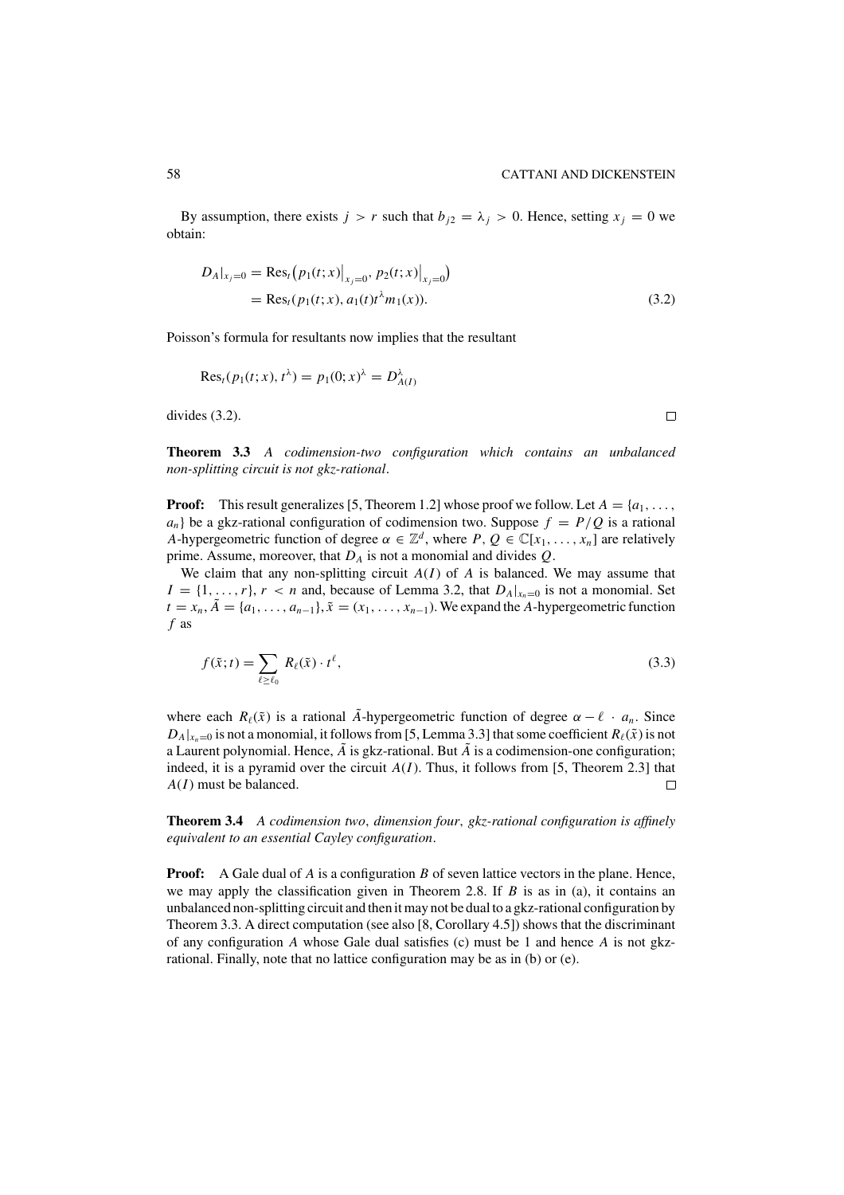By assumption, there exists $j > r$ such that $b_{j2} = \lambda_j > 0$. Hence, setting $x_j = 0$ we obtain:

$$
\begin{aligned}
D_A|_{x_j=0} &= \mathrm{Res}_t\big(p_1(t;x)\big|_{x_j=0}, p_2(t;x)\big|_{x_j=0}\big) \\
&= \mathrm{Res}_t(p_1(t;x), a_1(t)t^{\lambda}m_1(x)).
\end{aligned} \tag{3.2}
$$

Poisson's formula for resultants now implies that the resultant

$$
\mathrm{Res}_t(p_1(t;x), t^{\lambda}) = p_1(0;x)^{\lambda} = D_{A(I)}^{\lambda}
$$

divides (3.2). ◻

**Theorem 3.3** *A codimension-two configuration which contains an unbalanced non-splitting circuit is not gkz-rational*.

**Proof:** This result generalizes [5, Theorem 1.2] whose proof we follow. Let $A = \{a_1, \ldots, a_n\}$ be a gkz-rational configuration of codimension two. Suppose $f = P/Q$ is a rational $A$-hypergeometric function of degree $\alpha \in \mathbb{Z}^d$, where $P, Q \in \mathbb{C}[x_1, \ldots, x_n]$ are relatively prime. Assume, moreover, that $D_A$ is not a monomial and divides $Q$.

We claim that any non-splitting circuit $A(I)$ of $A$ is balanced. We may assume that $I = \{1, \ldots, r\}$, $r < n$ and, because of Lemma 3.2, that $D_A|_{x_n=0}$ is not a monomial. Set $t = x_n$, $\tilde{A} = \{a_1, \ldots, a_{n-1}\}$, $\tilde{x} = (x_1, \ldots, x_{n-1})$. We expand the $A$-hypergeometric function $f$ as

$$
f(\tilde{x};t) = \sum_{\ell \geq \ell_0} R_\ell(\tilde{x}) \cdot t^{\ell}, \tag{3.3}
$$

where each $R_\ell(\tilde{x})$ is a rational $\tilde{A}$-hypergeometric function of degree $\alpha - \ell \cdot a_n$. Since $D_A|_{x_n=0}$ is not a monomial, it follows from [5, Lemma 3.3] that some coefficient $R_\ell(\tilde{x})$ is not a Laurent polynomial. Hence, $\tilde{A}$ is gkz-rational. But $\tilde{A}$ is a codimension-one configuration; indeed, it is a pyramid over the circuit $A(I)$. Thus, it follows from [5, Theorem 2.3] that $A(I)$ must be balanced. ◻

**Theorem 3.4** *A codimension two*, *dimension four*, *gkz-rational configuration is affinely equivalent to an essential Cayley configuration*.

**Proof:** A Gale dual of $A$ is a configuration $B$ of seven lattice vectors in the plane. Hence, we may apply the classification given in Theorem 2.8. If $B$ is as in (a), it contains an unbalanced non-splitting circuit and then it may not be dual to a gkz-rational configuration by Theorem 3.3. A direct computation (see also [8, Corollary 4.5]) shows that the discriminant of any configuration $A$ whose Gale dual satisfies (c) must be 1 and hence $A$ is not gkz-rational. Finally, note that no lattice configuration may be as in (b) or (e).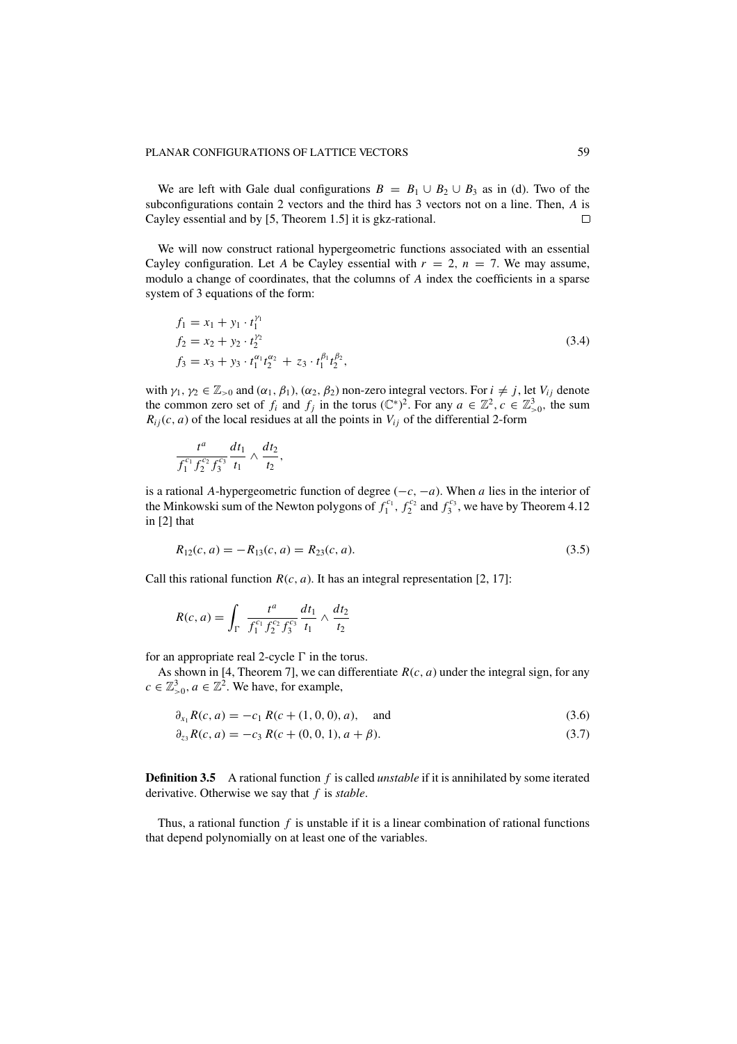We are left with Gale dual configurations $B = B_1 \cup B_2 \cup B_3$ as in (d). Two of the subconfigurations contain 2 vectors and the third has 3 vectors not on a line. Then, $A$ is Cayley essential and by [5, Theorem 1.5] it is gkz-rational. $\square$

We will now construct rational hypergeometric functions associated with an essential Cayley configuration. Let $A$ be Cayley essential with $r = 2$, $n = 7$. We may assume, modulo a change of coordinates, that the columns of $A$ index the coefficients in a sparse system of 3 equations of the form:

$$
\begin{aligned}
f_1 &= x_1 + y_1 \cdot t_1^{\gamma_1} \\
f_2 &= x_2 + y_2 \cdot t_2^{\gamma_2} \\
f_3 &= x_3 + y_3 \cdot t_1^{\alpha_1} t_2^{\alpha_2} + z_3 \cdot t_1^{\beta_1} t_2^{\beta_2},
\end{aligned}
\tag{3.4}
$$

with $\gamma_1, \gamma_2 \in \mathbb{Z}_{>0}$ and $(\alpha_1, \beta_1)$, $(\alpha_2, \beta_2)$ non-zero integral vectors. For $i \neq j$, let $V_{ij}$ denote the common zero set of $f_i$ and $f_j$ in the torus $(\mathbb{C}^*)^2$. For any $a \in \mathbb{Z}^2$, $c \in \mathbb{Z}^3_{>0}$, the sum $R_{ij}(c, a)$ of the local residues at all the points in $V_{ij}$ of the differential 2-form

$$
\frac{t^a}{f_1^{c_1} f_2^{c_2} f_3^{c_3}} \frac{dt_1}{t_1} \wedge \frac{dt_2}{t_2},
$$

is a rational $A$-hypergeometric function of degree $(-c, -a)$. When $a$ lies in the interior of the Minkowski sum of the Newton polygons of $f_1^{c_1}$, $f_2^{c_2}$ and $f_3^{c_3}$, we have by Theorem 4.12 in [2] that

$$
R_{12}(c, a) = -R_{13}(c, a) = R_{23}(c, a). \tag{3.5}
$$

Call this rational function $R(c, a)$. It has an integral representation [2, 17]:

$$
R(c, a) = \int_{\Gamma} \frac{t^a}{f_1^{c_1} f_2^{c_2} f_3^{c_3}} \frac{dt_1}{t_1} \wedge \frac{dt_2}{t_2}
$$

for an appropriate real 2-cycle $\Gamma$ in the torus.

As shown in [4, Theorem 7], we can differentiate $R(c, a)$ under the integral sign, for any $c \in \mathbb{Z}^3_{>0}$, $a \in \mathbb{Z}^2$. We have, for example,

$$
\partial_{x_1} R(c, a) = -c_1 \, R(c + (1, 0, 0), a), \quad \text{and} \tag{3.6}
$$

$$
\partial_{z_3} R(c, a) = -c_3 \, R(c + (0, 0, 1), a + \beta). \tag{3.7}
$$

**Definition 3.5** A rational function $f$ is called *unstable* if it is annihilated by some iterated derivative. Otherwise we say that $f$ is *stable*.

Thus, a rational function $f$ is unstable if it is a linear combination of rational functions that depend polynomially on at least one of the variables.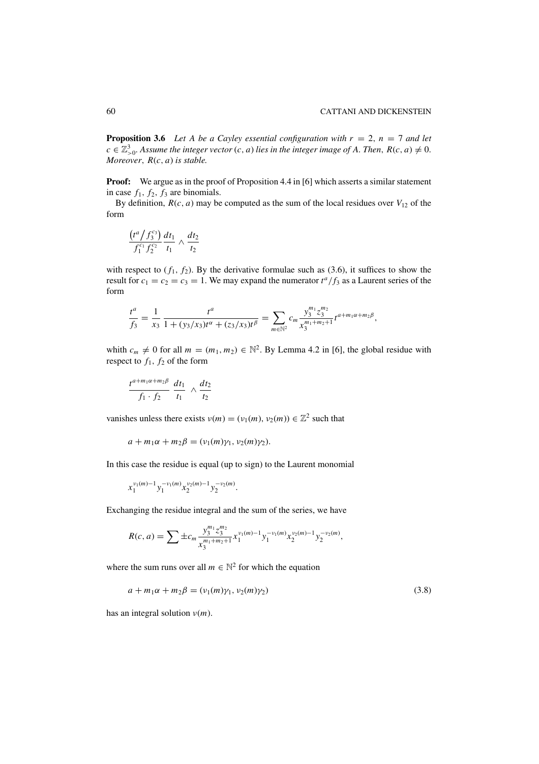**Proposition 3.6** *Let $A$ be a Cayley essential configuration with $r = 2$, $n = 7$ and let $c \in \mathbb{Z}^3_{>0}$. Assume the integer vector $(c, a)$ lies in the integer image of $A$. Then, $R(c, a) \neq 0$. Moreover, $R(c, a)$ is stable.*

**Proof:** We argue as in the proof of Proposition 4.4 in [6] which asserts a similar statement in case $f_1$, $f_2$, $f_3$ are binomials.

By definition, $R(c, a)$ may be computed as the sum of the local residues over $V_{12}$ of the form

$$\frac{\left(t^a / f_3^{c_3}\right)}{f_1^{c_1} f_2^{c_2}} \frac{dt_1}{t_1} \wedge \frac{dt_2}{t_2}$$

with respect to $(f_1, f_2)$. By the derivative formulae such as (3.6), it suffices to show the result for $c_1 = c_2 = c_3 = 1$. We may expand the numerator $t^a / f_3$ as a Laurent series of the form

$$\frac{t^a}{f_3} = \frac{1}{x_3} \frac{t^a}{1 + (y_3/x_3)t^\alpha + (z_3/x_3)t^\beta} = \sum_{m \in \mathbb{N}^2} c_m \frac{y_3^{m_1} z_3^{m_2}}{x_3^{m_1+m_2+1}} t^{a + m_1\alpha + m_2\beta},$$

whith $c_m \neq 0$ for all $m = (m_1, m_2) \in \mathbb{N}^2$. By Lemma 4.2 in [6], the global residue with respect to $f_1$, $f_2$ of the form

$$\frac{t^{a+m_1\alpha+m_2\beta}}{f_1 \cdot f_2} \frac{dt_1}{t_1} \wedge \frac{dt_2}{t_2}$$

vanishes unless there exists $\nu(m) = (\nu_1(m), \nu_2(m)) \in \mathbb{Z}^2$ such that

$$a + m_1\alpha + m_2\beta = (\nu_1(m)\gamma_1, \nu_2(m)\gamma_2).$$

In this case the residue is equal (up to sign) to the Laurent monomial

$$x_1^{\nu_1(m)-1} y_1^{-\nu_1(m)} x_2^{\nu_2(m)-1} y_2^{-\nu_2(m)}.$$

Exchanging the residue integral and the sum of the series, we have

$$R(c, a) = \sum \pm c_m \frac{y_3^{m_1} z_3^{m_2}}{x_3^{m_1+m_2+1}} x_1^{\nu_1(m)-1} y_1^{-\nu_1(m)} x_2^{\nu_2(m)-1} y_2^{-\nu_2(m)},$$

where the sum runs over all $m \in \mathbb{N}^2$ for which the equation

$$a + m_1\alpha + m_2\beta = (\nu_1(m)\gamma_1, \nu_2(m)\gamma_2) \tag{3.8}$$

has an integral solution $\nu(m)$.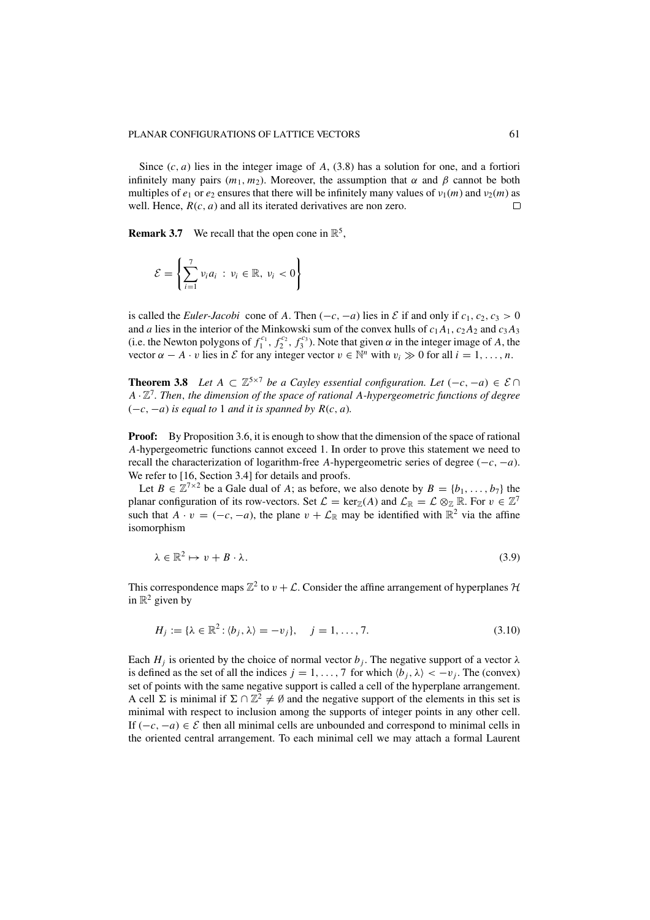Since $(c, a)$ lies in the integer image of $A$, (3.8) has a solution for one, and a fortiori infinitely many pairs $(m_1, m_2)$. Moreover, the assumption that $\alpha$ and $\beta$ cannot be both multiples of $e_1$ or $e_2$ ensures that there will be infinitely many values of $\nu_1(m)$ and $\nu_2(m)$ as well. Hence, $R(c, a)$ and all its iterated derivatives are non zero. □

**Remark 3.7** We recall that the open cone in $\mathbb{R}^5$,

$$\mathcal{E} = \left\{ \sum_{i=1}^{7} \nu_i a_i \;:\; \nu_i \in \mathbb{R},\; \nu_i < 0 \right\}$$

is called the *Euler-Jacobi* cone of $A$. Then $(-c, -a)$ lies in $\mathcal{E}$ if and only if $c_1, c_2, c_3 > 0$ and $a$ lies in the interior of the Minkowski sum of the convex hulls of $c_1 A_1$, $c_2 A_2$ and $c_3 A_3$ (i.e. the Newton polygons of $f_1^{c_1}, f_2^{c_2}, f_3^{c_3}$). Note that given $\alpha$ in the integer image of $A$, the vector $\alpha - A \cdot v$ lies in $\mathcal{E}$ for any integer vector $v \in \mathbb{N}^n$ with $v_i \gg 0$ for all $i = 1, \ldots, n$.

**Theorem 3.8** *Let $A \subset \mathbb{Z}^{5\times 7}$ be a Cayley essential configuration. Let $(-c, -a) \in \mathcal{E} \cap A \cdot \mathbb{Z}^7$. Then, the dimension of the space of rational $A$-hypergeometric functions of degree $(-c, -a)$ is equal to 1 and it is spanned by $R(c, a)$.*

**Proof:** By Proposition 3.6, it is enough to show that the dimension of the space of rational $A$-hypergeometric functions cannot exceed 1. In order to prove this statement we need to recall the characterization of logarithm-free $A$-hypergeometric series of degree $(-c, -a)$. We refer to [16, Section 3.4] for details and proofs.

Let $B \in \mathbb{Z}^{7\times 2}$ be a Gale dual of $A$; as before, we also denote by $B = \{b_1, \ldots, b_7\}$ the planar configuration of its row-vectors. Set $\mathcal{L} = \ker_{\mathbb{Z}}(A)$ and $\mathcal{L}_{\mathbb{R}} = \mathcal{L} \otimes_{\mathbb{Z}} \mathbb{R}$. For $v \in \mathbb{Z}^7$ such that $A \cdot v = (-c, -a)$, the plane $v + \mathcal{L}_{\mathbb{R}}$ may be identified with $\mathbb{R}^2$ via the affine isomorphism

$$\lambda \in \mathbb{R}^2 \mapsto v + B \cdot \lambda. \tag{3.9}$$

This correspondence maps $\mathbb{Z}^2$ to $v + \mathcal{L}$. Consider the affine arrangement of hyperplanes $\mathcal{H}$ in $\mathbb{R}^2$ given by

$$H_j := \{\lambda \in \mathbb{R}^2 : \langle b_j, \lambda \rangle = -v_j\}, \quad j = 1, \ldots, 7. \tag{3.10}$$

Each $H_j$ is oriented by the choice of normal vector $b_j$. The negative support of a vector $\lambda$ is defined as the set of all the indices $j = 1, \ldots, 7$ for which $\langle b_j, \lambda \rangle < -v_j$. The (convex) set of points with the same negative support is called a cell of the hyperplane arrangement. A cell $\Sigma$ is minimal if $\Sigma \cap \mathbb{Z}^2 \neq \emptyset$ and the negative support of the elements in this set is minimal with respect to inclusion among the supports of integer points in any other cell. If $(-c, -a) \in \mathcal{E}$ then all minimal cells are unbounded and correspond to minimal cells in the oriented central arrangement. To each minimal cell we may attach a formal Laurent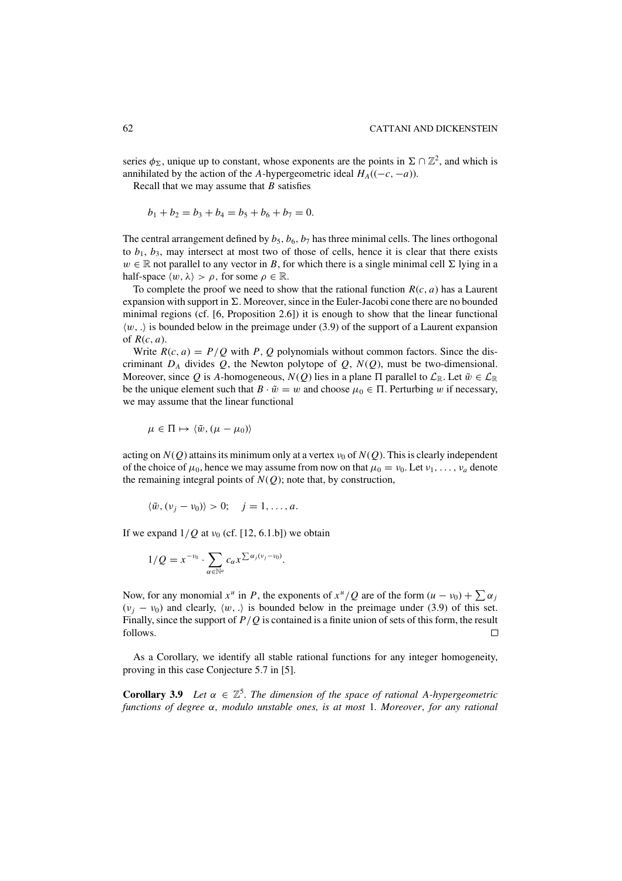series $\phi_\Sigma$, unique up to constant, whose exponents are the points in $\Sigma \cap \mathbb{Z}^2$, and which is annihilated by the action of the $A$-hypergeometric ideal $H_A((-c, -a))$.

Recall that we may assume that $B$ satisfies

$$b_1 + b_2 = b_3 + b_4 = b_5 + b_6 + b_7 = 0.$$

The central arrangement defined by $b_5$, $b_6$, $b_7$ has three minimal cells. The lines orthogonal to $b_1$, $b_3$, may intersect at most two of those of cells, hence it is clear that there exists $w \in \mathbb{R}$ not parallel to any vector in $B$, for which there is a single minimal cell $\Sigma$ lying in a half-space $\langle w, \lambda \rangle > \rho$, for some $\rho \in \mathbb{R}$.

To complete the proof we need to show that the rational function $R(c, a)$ has a Laurent expansion with support in $\Sigma$. Moreover, since in the Euler-Jacobi cone there are no bounded minimal regions (cf. [6, Proposition 2.6]) it is enough to show that the linear functional $\langle w, . \rangle$ is bounded below in the preimage under (3.9) of the support of a Laurent expansion of $R(c, a)$.

Write $R(c, a) = P/Q$ with $P$, $Q$ polynomials without common factors. Since the discriminant $D_A$ divides $Q$, the Newton polytope of $Q$, $N(Q)$, must be two-dimensional. Moreover, since $Q$ is $A$-homogeneous, $N(Q)$ lies in a plane $\Pi$ parallel to $\mathcal{L}_\mathbb{R}$. Let $\tilde{w} \in \mathcal{L}_\mathbb{R}$ be the unique element such that $B \cdot \tilde{w} = w$ and choose $\mu_0 \in \Pi$. Perturbing $w$ if necessary, we may assume that the linear functional

$$\mu \in \Pi \mapsto \langle \tilde{w}, (\mu - \mu_0) \rangle$$

acting on $N(Q)$ attains its minimum only at a vertex $\nu_0$ of $N(Q)$. This is clearly independent of the choice of $\mu_0$, hence we may assume from now on that $\mu_0 = \nu_0$. Let $\nu_1, \ldots, \nu_a$ denote the remaining integral points of $N(Q)$; note that, by construction,

$$\langle \tilde{w}, (\nu_j - \nu_0) \rangle > 0; \quad j = 1, \ldots, a.$$

If we expand $1/Q$ at $\nu_0$ (cf. [12, 6.1.b]) we obtain

$$1/Q = x^{-\nu_0} \cdot \sum_{\alpha \in \mathbb{N}^a} c_\alpha x^{\sum \alpha_j (\nu_j - \nu_0)}.$$

Now, for any monomial $x^u$ in $P$, the exponents of $x^u/Q$ are of the form $(u - \nu_0) + \sum \alpha_j (\nu_j - \nu_0)$ and clearly, $\langle w, . \rangle$ is bounded below in the preimage under (3.9) of this set. Finally, since the support of $P/Q$ is contained is a finite union of sets of this form, the result follows. $\square$

As a Corollary, we identify all stable rational functions for any integer homogeneity, proving in this case Conjecture 5.7 in [5].

**Corollary 3.9** *Let $\alpha \in \mathbb{Z}^5$. The dimension of the space of rational $A$-hypergeometric functions of degree $\alpha$, modulo unstable ones, is at most* 1. *Moreover, for any rational*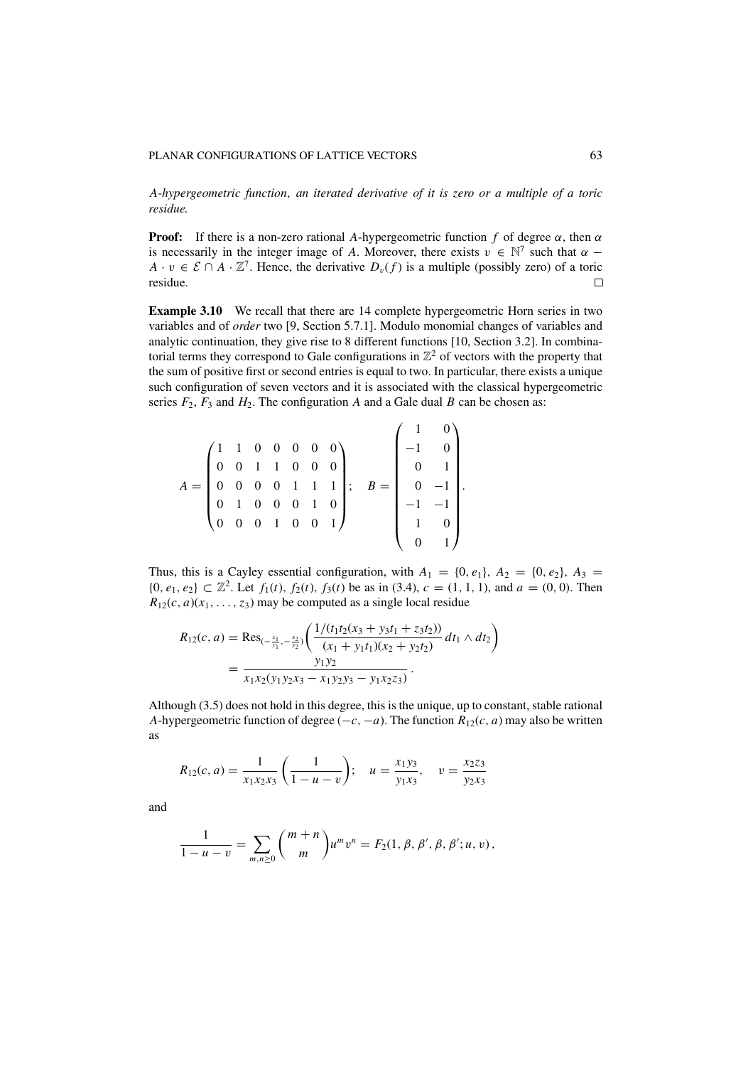*A-hypergeometric function, an iterated derivative of it is zero or a multiple of a toric residue.*

**Proof:** If there is a non-zero rational $A$-hypergeometric function $f$ of degree $\alpha$, then $\alpha$ is necessarily in the integer image of $A$. Moreover, there exists $v \in \mathbb{N}^7$ such that $\alpha - A \cdot v \in \mathcal{E} \cap A \cdot \mathbb{Z}^7$. Hence, the derivative $D_v(f)$ is a multiple (possibly zero) of a toric residue. $\square$

**Example 3.10** We recall that there are 14 complete hypergeometric Horn series in two variables and of *order* two [9, Section 5.7.1]. Modulo monomial changes of variables and analytic continuation, they give rise to 8 different functions [10, Section 3.2]. In combinatorial terms they correspond to Gale configurations in $\mathbb{Z}^2$ of vectors with the property that the sum of positive first or second entries is equal to two. In particular, there exists a unique such configuration of seven vectors and it is associated with the classical hypergeometric series $F_2$, $F_3$ and $H_2$. The configuration $A$ and a Gale dual $B$ can be chosen as:

$$A = \begin{pmatrix} 1 & 1 & 0 & 0 & 0 & 0 & 0 \\ 0 & 0 & 1 & 1 & 0 & 0 & 0 \\ 0 & 0 & 0 & 0 & 1 & 1 & 1 \\ 0 & 1 & 0 & 0 & 0 & 1 & 0 \\ 0 & 0 & 0 & 1 & 0 & 0 & 1 \end{pmatrix}; \quad B = \begin{pmatrix} 1 & 0 \\ -1 & 0 \\ 0 & 1 \\ 0 & -1 \\ -1 & -1 \\ 1 & 0 \\ 0 & 1 \end{pmatrix}.$$

Thus, this is a Cayley essential configuration, with $A_1 = \{0, e_1\}$, $A_2 = \{0, e_2\}$, $A_3 = \{0, e_1, e_2\} \subset \mathbb{Z}^2$. Let $f_1(t)$, $f_2(t)$, $f_3(t)$ be as in (3.4), $c = (1, 1, 1)$, and $a = (0, 0)$. Then $R_{12}(c, a)(x_1, \ldots, z_3)$ may be computed as a single local residue

$$\begin{aligned} R_{12}(c, a) &= \operatorname{Res}_{\left(-\frac{x_1}{y_1}, -\frac{x_2}{y_2}\right)} \left( \frac{1/(t_1 t_2 (x_3 + y_3 t_1 + z_3 t_2))}{(x_1 + y_1 t_1)(x_2 + y_2 t_2)} \, dt_1 \wedge dt_2 \right) \\ &= \frac{y_1 y_2}{x_1 x_2 (y_1 y_2 x_3 - x_1 y_2 y_3 - y_1 x_2 z_3)} \,. \end{aligned}$$

Although (3.5) does not hold in this degree, this is the unique, up to constant, stable rational $A$-hypergeometric function of degree $(-c, -a)$. The function $R_{12}(c, a)$ may also be written as

$$R_{12}(c, a) = \frac{1}{x_1 x_2 x_3} \left( \frac{1}{1 - u - v} \right); \quad u = \frac{x_1 y_3}{y_1 x_3}, \quad v = \frac{x_2 z_3}{y_2 x_3}$$

and

$$\frac{1}{1 - u - v} = \sum_{m, n \geq 0} \binom{m+n}{m} u^m v^n = F_2(1, \beta, \beta', \beta, \beta'; u, v) \,,$$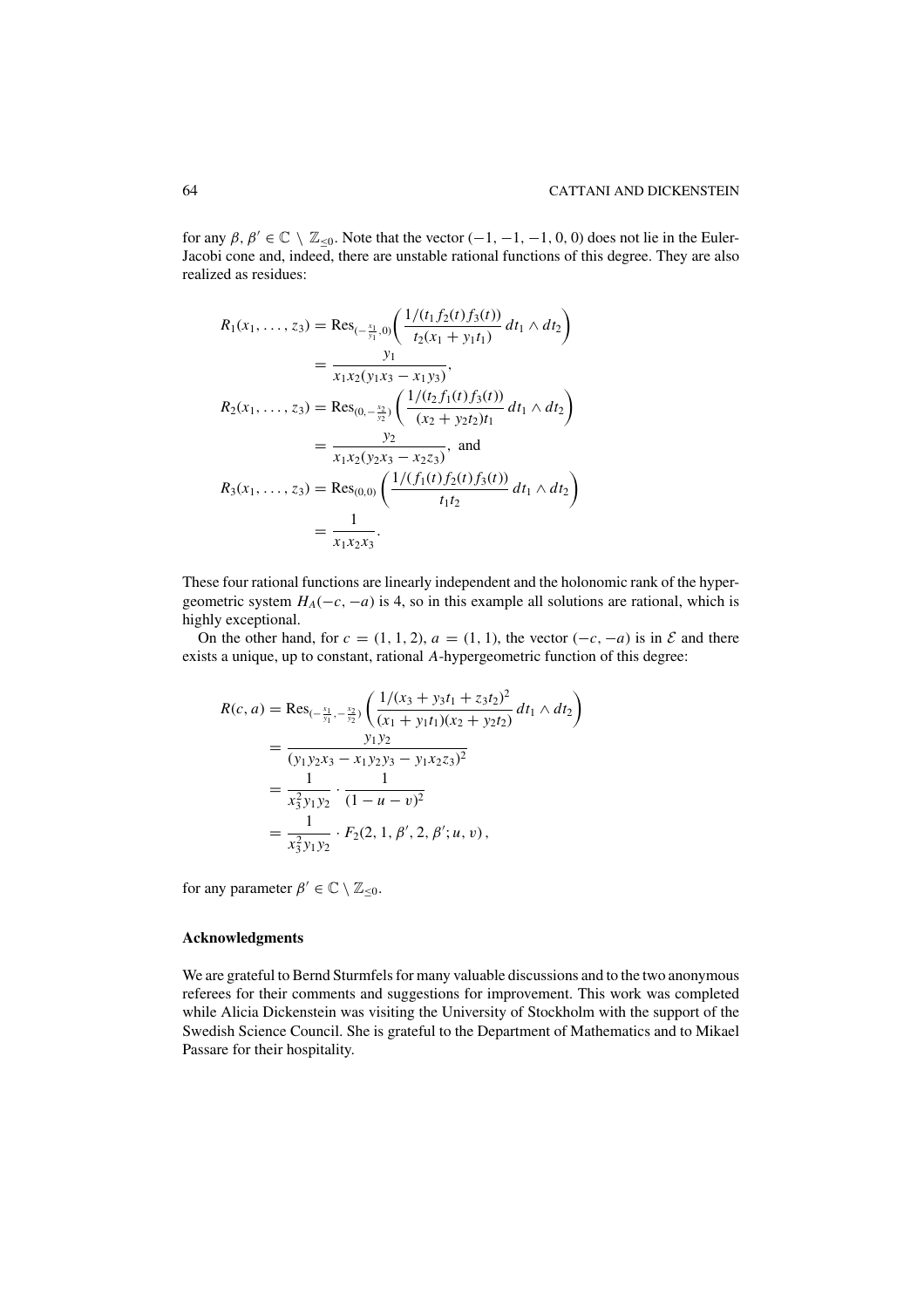for any $\beta, \beta' \in \mathbb{C} \setminus \mathbb{Z}_{\leq 0}$. Note that the vector $(-1, -1, -1, 0, 0)$ does not lie in the Euler-Jacobi cone and, indeed, there are unstable rational functions of this degree. They are also realized as residues:

$$
\begin{aligned}
R_1(x_1, \ldots, z_3) &= \operatorname{Res}_{(-\frac{x_1}{y_1}, 0)}\left( \frac{1/(t_1 f_2(t) f_3(t))}{t_2(x_1 + y_1 t_1)} \, dt_1 \wedge dt_2 \right) \\
&= \frac{y_1}{x_1 x_2 (y_1 x_3 - x_1 y_3)}, \\
R_2(x_1, \ldots, z_3) &= \operatorname{Res}_{(0, -\frac{x_2}{y_2})}\left( \frac{1/(t_2 f_1(t) f_3(t))}{(x_2 + y_2 t_2) t_1} \, dt_1 \wedge dt_2 \right) \\
&= \frac{y_2}{x_1 x_2 (y_2 x_3 - x_2 z_3)}, \text{ and} \\
R_3(x_1, \ldots, z_3) &= \operatorname{Res}_{(0,0)}\left( \frac{1/(f_1(t) f_2(t) f_3(t))}{t_1 t_2} \, dt_1 \wedge dt_2 \right) \\
&= \frac{1}{x_1 x_2 x_3}.
\end{aligned}
$$

These four rational functions are linearly independent and the holonomic rank of the hypergeometric system $H_A(-c, -a)$ is 4, so in this example all solutions are rational, which is highly exceptional.

On the other hand, for $c = (1, 1, 2)$, $a = (1, 1)$, the vector $(-c, -a)$ is in $\mathcal{E}$ and there exists a unique, up to constant, rational $A$-hypergeometric function of this degree:

$$
\begin{aligned}
R(c, a) &= \operatorname{Res}_{(-\frac{x_1}{y_1}, -\frac{x_2}{y_2})}\left( \frac{1/(x_3 + y_3 t_1 + z_3 t_2)^2}{(x_1 + y_1 t_1)(x_2 + y_2 t_2)} \, dt_1 \wedge dt_2 \right) \\
&= \frac{y_1 y_2}{(y_1 y_2 x_3 - x_1 y_2 y_3 - y_1 x_2 z_3)^2} \\
&= \frac{1}{x_3^2 y_1 y_2} \cdot \frac{1}{(1 - u - v)^2} \\
&= \frac{1}{x_3^2 y_1 y_2} \cdot F_2(2, 1, \beta', 2, \beta'; u, v),
\end{aligned}
$$

for any parameter $\beta' \in \mathbb{C} \setminus \mathbb{Z}_{\leq 0}$.

### Acknowledgments

We are grateful to Bernd Sturmfels for many valuable discussions and to the two anonymous referees for their comments and suggestions for improvement. This work was completed while Alicia Dickenstein was visiting the University of Stockholm with the support of the Swedish Science Council. She is grateful to the Department of Mathematics and to Mikael Passare for their hospitality.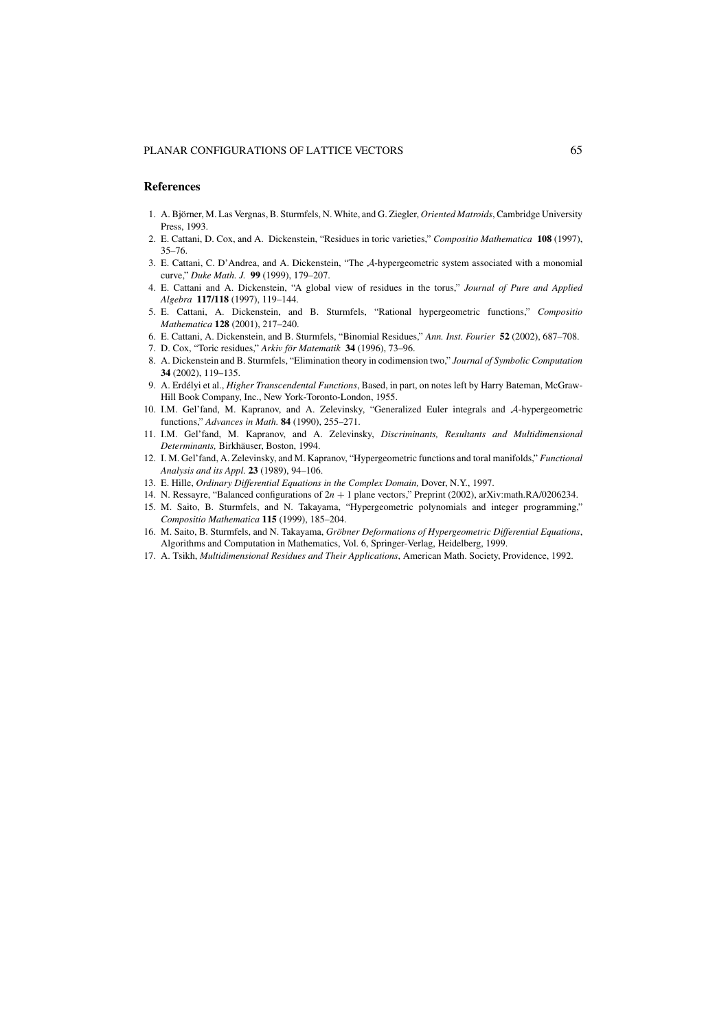## References

1. A. Björner, M. Las Vergnas, B. Sturmfels, N. White, and G. Ziegler, *Oriented Matroids*, Cambridge University Press, 1993.
2. E. Cattani, D. Cox, and A. Dickenstein, "Residues in toric varieties," *Compositio Mathematica* **108** (1997), 35–76.
3. E. Cattani, C. D'Andrea, and A. Dickenstein, "The $\mathcal{A}$-hypergeometric system associated with a monomial curve," *Duke Math. J.* **99** (1999), 179–207.
4. E. Cattani and A. Dickenstein, "A global view of residues in the torus," *Journal of Pure and Applied Algebra* **117/118** (1997), 119–144.
5. E. Cattani, A. Dickenstein, and B. Sturmfels, "Rational hypergeometric functions," *Compositio Mathematica* **128** (2001), 217–240.
6. E. Cattani, A. Dickenstein, and B. Sturmfels, "Binomial Residues," *Ann. Inst. Fourier* **52** (2002), 687–708.
7. D. Cox, "Toric residues," *Arkiv för Matematik* **34** (1996), 73–96.
8. A. Dickenstein and B. Sturmfels, "Elimination theory in codimension two," *Journal of Symbolic Computation* **34** (2002), 119–135.
9. A. Erdélyi et al., *Higher Transcendental Functions*, Based, in part, on notes left by Harry Bateman, McGraw-Hill Book Company, Inc., New York-Toronto-London, 1955.
10. I.M. Gel'fand, M. Kapranov, and A. Zelevinsky, "Generalized Euler integrals and $\mathcal{A}$-hypergeometric functions," *Advances in Math.* **84** (1990), 255–271.
11. I.M. Gel'fand, M. Kapranov, and A. Zelevinsky, *Discriminants, Resultants and Multidimensional Determinants,* Birkhäuser, Boston, 1994.
12. I. M. Gel'fand, A. Zelevinsky, and M. Kapranov, "Hypergeometric functions and toral manifolds," *Functional Analysis and its Appl.* **23** (1989), 94–106.
13. E. Hille, *Ordinary Differential Equations in the Complex Domain,* Dover, N.Y., 1997.
14. N. Ressayre, "Balanced configurations of $2n + 1$ plane vectors," Preprint (2002), arXiv:math.RA/0206234.
15. M. Saito, B. Sturmfels, and N. Takayama, "Hypergeometric polynomials and integer programming," *Compositio Mathematica* **115** (1999), 185–204.
16. M. Saito, B. Sturmfels, and N. Takayama, *Gröbner Deformations of Hypergeometric Differential Equations*, Algorithms and Computation in Mathematics, Vol. 6, Springer-Verlag, Heidelberg, 1999.
17. A. Tsikh, *Multidimensional Residues and Their Applications*, American Math. Society, Providence, 1992.